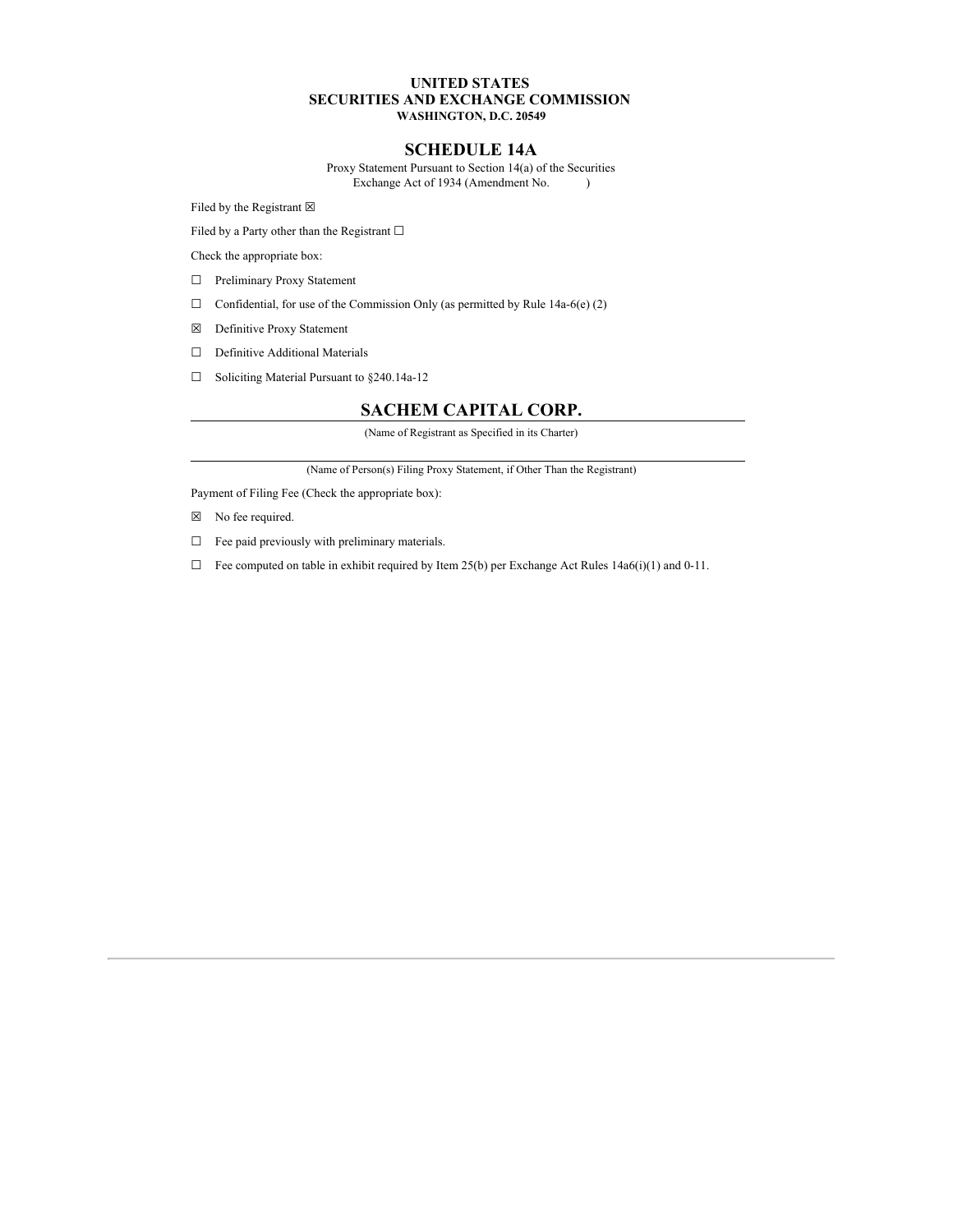**UNITED STATES**
**SECURITIES AND EXCHANGE COMMISSION**
**WASHINGTON, D.C. 20549**

# SCHEDULE 14A

Proxy Statement Pursuant to Section 14(a) of the Securities Exchange Act of 1934 (Amendment No. )

Filed by the Registrant ☒

Filed by a Party other than the Registrant ☐

Check the appropriate box:

☐ Preliminary Proxy Statement

☐ Confidential, for use of the Commission Only (as permitted by Rule 14a-6(e) (2)

☒ Definitive Proxy Statement

☐ Definitive Additional Materials

☐ Soliciting Material Pursuant to §240.14a-12

## SACHEM CAPITAL CORP.

(Name of Registrant as Specified in its Charter)

(Name of Person(s) Filing Proxy Statement, if Other Than the Registrant)

Payment of Filing Fee (Check the appropriate box):

☒ No fee required.

☐ Fee paid previously with preliminary materials.

☐ Fee computed on table in exhibit required by Item 25(b) per Exchange Act Rules 14a6(i)(1) and 0-11.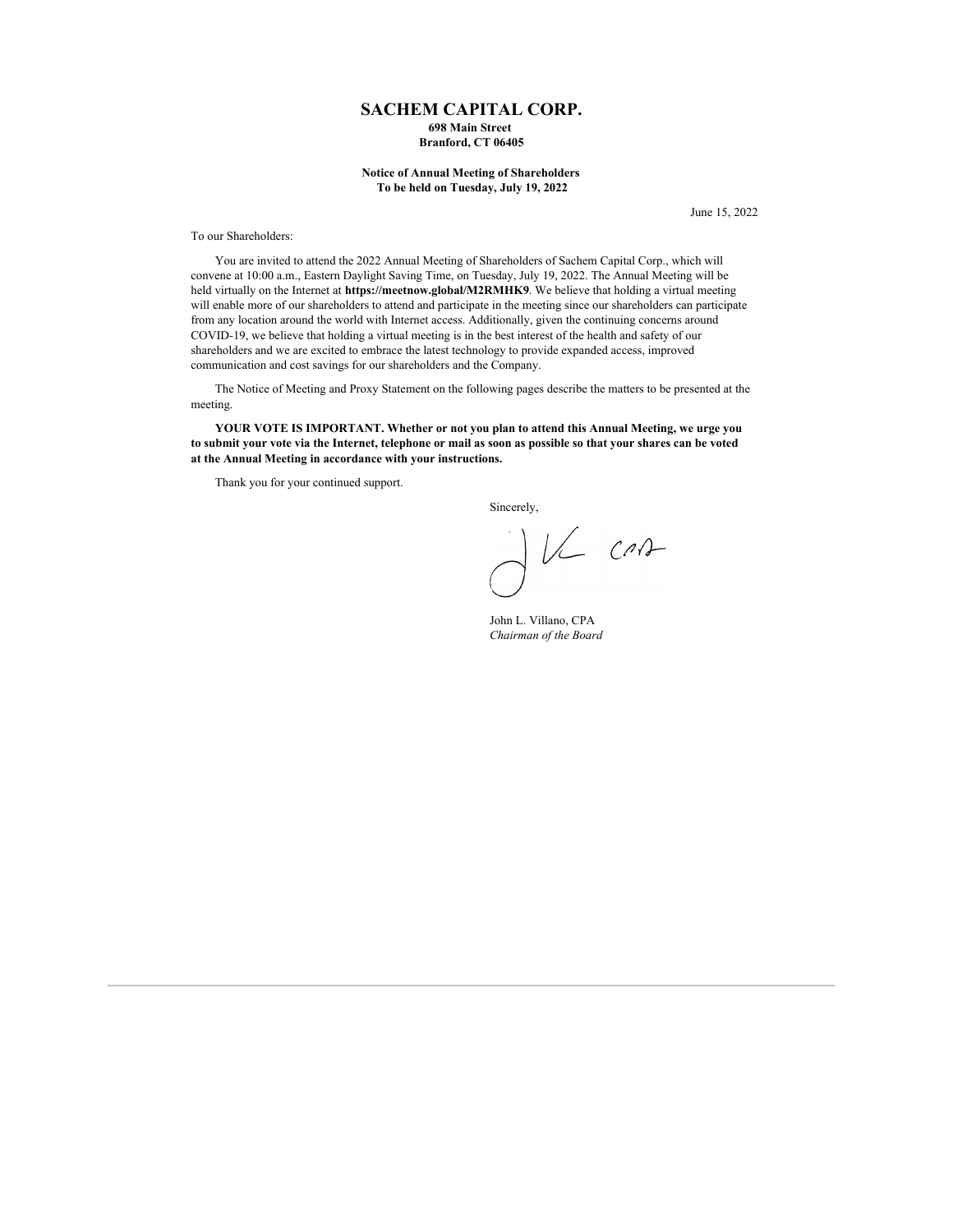# SACHEM CAPITAL CORP.

**698 Main Street**
**Branford, CT 06405**

**Notice of Annual Meeting of Shareholders**
**To be held on Tuesday, July 19, 2022**

June 15, 2022

To our Shareholders:

You are invited to attend the 2022 Annual Meeting of Shareholders of Sachem Capital Corp., which will convene at 10:00 a.m., Eastern Daylight Saving Time, on Tuesday, July 19, 2022. The Annual Meeting will be held virtually on the Internet at **https://meetnow.global/M2RMHK9**. We believe that holding a virtual meeting will enable more of our shareholders to attend and participate in the meeting since our shareholders can participate from any location around the world with Internet access. Additionally, given the continuing concerns around COVID-19, we believe that holding a virtual meeting is in the best interest of the health and safety of our shareholders and we are excited to embrace the latest technology to provide expanded access, improved communication and cost savings for our shareholders and the Company.

The Notice of Meeting and Proxy Statement on the following pages describe the matters to be presented at the meeting.

**YOUR VOTE IS IMPORTANT. Whether or not you plan to attend this Annual Meeting, we urge you to submit your vote via the Internet, telephone or mail as soon as possible so that your shares can be voted at the Annual Meeting in accordance with your instructions.**

Thank you for your continued support.

Sincerely,

John L. Villano, CPA
*Chairman of the Board*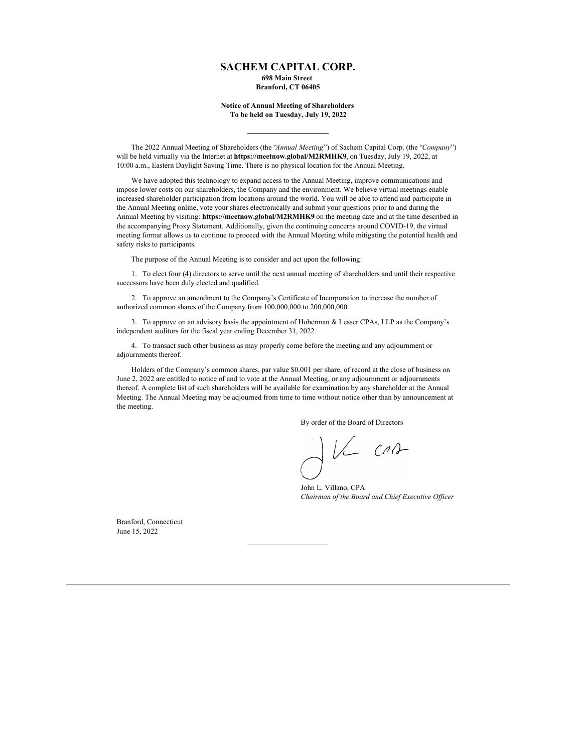# SACHEM CAPITAL CORP.

**698 Main Street**
**Branford, CT 06405**

**Notice of Annual Meeting of Shareholders**
**To be held on Tuesday, July 19, 2022**

---

The 2022 Annual Meeting of Shareholders (the "*Annual Meeting*") of Sachem Capital Corp. (the "*Company*") will be held virtually via the Internet at **https://meetnow.global/M2RMHK9**, on Tuesday, July 19, 2022, at 10:00 a.m., Eastern Daylight Saving Time. There is no physical location for the Annual Meeting.

We have adopted this technology to expand access to the Annual Meeting, improve communications and impose lower costs on our shareholders, the Company and the environment. We believe virtual meetings enable increased shareholder participation from locations around the world. You will be able to attend and participate in the Annual Meeting online, vote your shares electronically and submit your questions prior to and during the Annual Meeting by visiting: **https://meetnow.global/M2RMHK9** on the meeting date and at the time described in the accompanying Proxy Statement. Additionally, given the continuing concerns around COVID-19, the virtual meeting format allows us to continue to proceed with the Annual Meeting while mitigating the potential health and safety risks to participants.

The purpose of the Annual Meeting is to consider and act upon the following:

1. To elect four (4) directors to serve until the next annual meeting of shareholders and until their respective successors have been duly elected and qualified.

2. To approve an amendment to the Company's Certificate of Incorporation to increase the number of authorized common shares of the Company from 100,000,000 to 200,000,000.

3. To approve on an advisory basis the appointment of Hoberman & Lesser CPAs, LLP as the Company's independent auditors for the fiscal year ending December 31, 2022.

4. To transact such other business as may properly come before the meeting and any adjournment or adjournments thereof.

Holders of the Company's common shares, par value $0.001 per share, of record at the close of business on June 2, 2022 are entitled to notice of and to vote at the Annual Meeting, or any adjournment or adjournments thereof. A complete list of such shareholders will be available for examination by any shareholder at the Annual Meeting. The Annual Meeting may be adjourned from time to time without notice other than by announcement at the meeting.

By order of the Board of Directors

John L. Villano, CPA
*Chairman of the Board and Chief Executive Officer*

Branford, Connecticut
June 15, 2022

---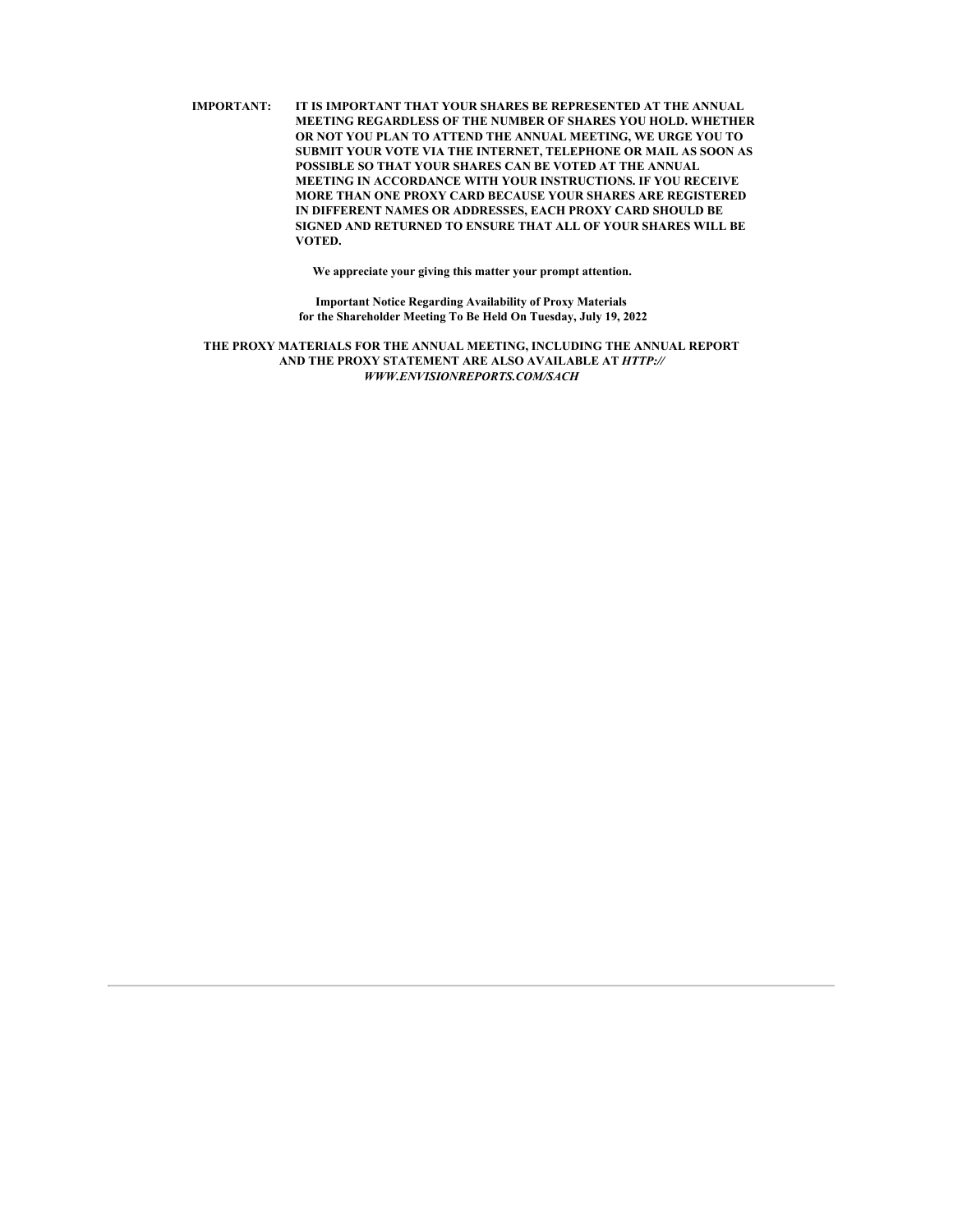**IMPORTANT:** **IT IS IMPORTANT THAT YOUR SHARES BE REPRESENTED AT THE ANNUAL MEETING REGARDLESS OF THE NUMBER OF SHARES YOU HOLD. WHETHER OR NOT YOU PLAN TO ATTEND THE ANNUAL MEETING, WE URGE YOU TO SUBMIT YOUR VOTE VIA THE INTERNET, TELEPHONE OR MAIL AS SOON AS POSSIBLE SO THAT YOUR SHARES CAN BE VOTED AT THE ANNUAL MEETING IN ACCORDANCE WITH YOUR INSTRUCTIONS. IF YOU RECEIVE MORE THAN ONE PROXY CARD BECAUSE YOUR SHARES ARE REGISTERED IN DIFFERENT NAMES OR ADDRESSES, EACH PROXY CARD SHOULD BE SIGNED AND RETURNED TO ENSURE THAT ALL OF YOUR SHARES WILL BE VOTED.**

**We appreciate your giving this matter your prompt attention.**

**Important Notice Regarding Availability of Proxy Materials for the Shareholder Meeting To Be Held On Tuesday, July 19, 2022**

**THE PROXY MATERIALS FOR THE ANNUAL MEETING, INCLUDING THE ANNUAL REPORT AND THE PROXY STATEMENT ARE ALSO AVAILABLE AT *HTTP://WWW.ENVISIONREPORTS.COM/SACH***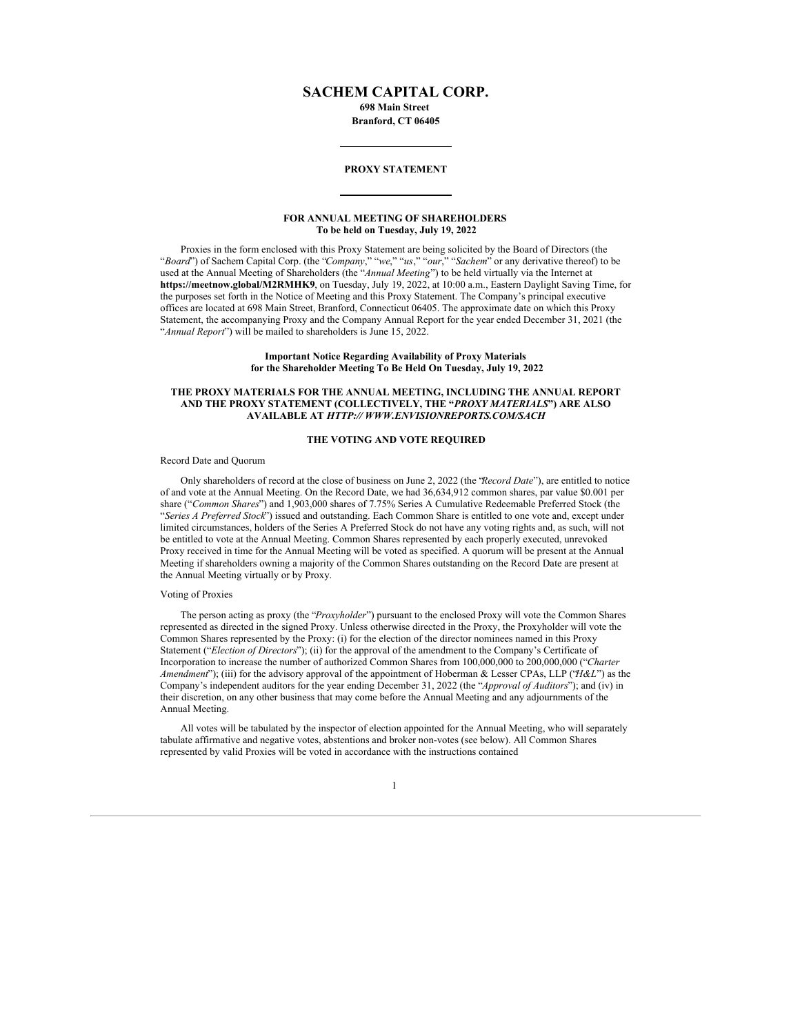# SACHEM CAPITAL CORP.

**698 Main Street**
**Branford, CT 06405**

---

**PROXY STATEMENT**

---

**FOR ANNUAL MEETING OF SHAREHOLDERS**
**To be held on Tuesday, July 19, 2022**

Proxies in the form enclosed with this Proxy Statement are being solicited by the Board of Directors (the "*Board*") of Sachem Capital Corp. (the "*Company*," "*we*," "*us*," "*our*," "*Sachem*" or any derivative thereof) to be used at the Annual Meeting of Shareholders (the "*Annual Meeting*") to be held virtually via the Internet at **https://meetnow.global/M2RMHK9**, on Tuesday, July 19, 2022, at 10:00 a.m., Eastern Daylight Saving Time, for the purposes set forth in the Notice of Meeting and this Proxy Statement. The Company's principal executive offices are located at 698 Main Street, Branford, Connecticut 06405. The approximate date on which this Proxy Statement, the accompanying Proxy and the Company Annual Report for the year ended December 31, 2021 (the "*Annual Report*") will be mailed to shareholders is June 15, 2022.

**Important Notice Regarding Availability of Proxy Materials for the Shareholder Meeting To Be Held On Tuesday, July 19, 2022**

**THE PROXY MATERIALS FOR THE ANNUAL MEETING, INCLUDING THE ANNUAL REPORT AND THE PROXY STATEMENT (COLLECTIVELY, THE "*PROXY MATERIALS*") ARE ALSO AVAILABLE AT *HTTP:// WWW.ENVISIONREPORTS.COM/SACH***

**THE VOTING AND VOTE REQUIRED**

Record Date and Quorum

Only shareholders of record at the close of business on June 2, 2022 (the "*Record Date*"), are entitled to notice of and vote at the Annual Meeting. On the Record Date, we had 36,634,912 common shares, par value $0.001 per share ("*Common Shares*") and 1,903,000 shares of 7.75% Series A Cumulative Redeemable Preferred Stock (the "*Series A Preferred Stock*") issued and outstanding. Each Common Share is entitled to one vote and, except under limited circumstances, holders of the Series A Preferred Stock do not have any voting rights and, as such, will not be entitled to vote at the Annual Meeting. Common Shares represented by each properly executed, unrevoked Proxy received in time for the Annual Meeting will be voted as specified. A quorum will be present at the Annual Meeting if shareholders owning a majority of the Common Shares outstanding on the Record Date are present at the Annual Meeting virtually or by Proxy.

Voting of Proxies

The person acting as proxy (the "*Proxyholder*") pursuant to the enclosed Proxy will vote the Common Shares represented as directed in the signed Proxy. Unless otherwise directed in the Proxy, the Proxyholder will vote the Common Shares represented by the Proxy: (i) for the election of the director nominees named in this Proxy Statement ("*Election of Directors*"); (ii) for the approval of the amendment to the Company's Certificate of Incorporation to increase the number of authorized Common Shares from 100,000,000 to 200,000,000 ("*Charter Amendment*"); (iii) for the advisory approval of the appointment of Hoberman & Lesser CPAs, LLP ("*H&L*") as the Company's independent auditors for the year ending December 31, 2022 (the "*Approval of Auditors*"); and (iv) in their discretion, on any other business that may come before the Annual Meeting and any adjournments of the Annual Meeting.

All votes will be tabulated by the inspector of election appointed for the Annual Meeting, who will separately tabulate affirmative and negative votes, abstentions and broker non-votes (see below). All Common Shares represented by valid Proxies will be voted in accordance with the instructions contained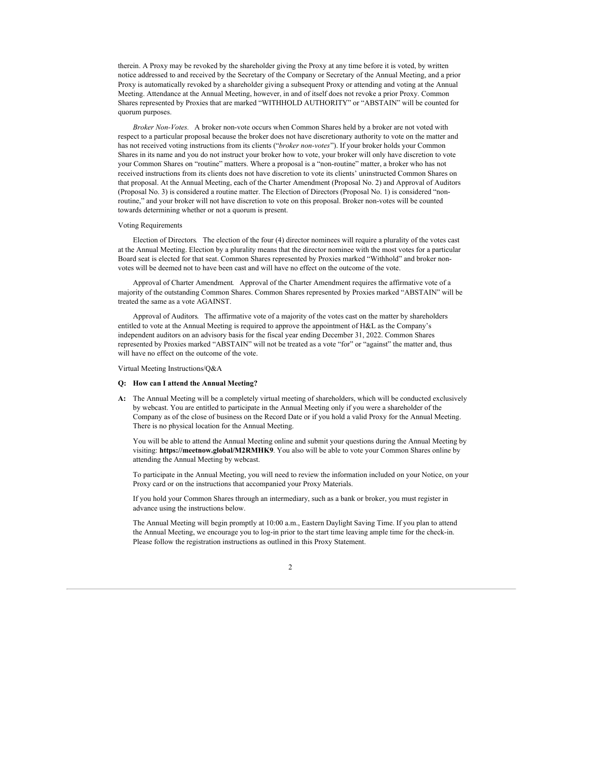therein. A Proxy may be revoked by the shareholder giving the Proxy at any time before it is voted, by written notice addressed to and received by the Secretary of the Company or Secretary of the Annual Meeting, and a prior Proxy is automatically revoked by a shareholder giving a subsequent Proxy or attending and voting at the Annual Meeting. Attendance at the Annual Meeting, however, in and of itself does not revoke a prior Proxy. Common Shares represented by Proxies that are marked "WITHHOLD AUTHORITY" or "ABSTAIN" will be counted for quorum purposes.

*Broker Non-Votes.* A broker non-vote occurs when Common Shares held by a broker are not voted with respect to a particular proposal because the broker does not have discretionary authority to vote on the matter and has not received voting instructions from its clients ("*broker non-votes*"). If your broker holds your Common Shares in its name and you do not instruct your broker how to vote, your broker will only have discretion to vote your Common Shares on "routine" matters. Where a proposal is a "non-routine" matter, a broker who has not received instructions from its clients does not have discretion to vote its clients' uninstructed Common Shares on that proposal. At the Annual Meeting, each of the Charter Amendment (Proposal No. 2) and Approval of Auditors (Proposal No. 3) is considered a routine matter. The Election of Directors (Proposal No. 1) is considered "non-routine," and your broker will not have discretion to vote on this proposal. Broker non-votes will be counted towards determining whether or not a quorum is present.

Voting Requirements

*Election of Directors.* The election of the four (4) director nominees will require a plurality of the votes cast at the Annual Meeting. Election by a plurality means that the director nominee with the most votes for a particular Board seat is elected for that seat. Common Shares represented by Proxies marked "Withhold" and broker non-votes will be deemed not to have been cast and will have no effect on the outcome of the vote.

*Approval of Charter Amendment.* Approval of the Charter Amendment requires the affirmative vote of a majority of the outstanding Common Shares. Common Shares represented by Proxies marked "ABSTAIN" will be treated the same as a vote AGAINST.

*Approval of Auditors.* The affirmative vote of a majority of the votes cast on the matter by shareholders entitled to vote at the Annual Meeting is required to approve the appointment of H&L as the Company's independent auditors on an advisory basis for the fiscal year ending December 31, 2022. Common Shares represented by Proxies marked "ABSTAIN" will not be treated as a vote "for" or "against" the matter and, thus will have no effect on the outcome of the vote.

Virtual Meeting Instructions/Q&A

**Q: How can I attend the Annual Meeting?**

**A:** The Annual Meeting will be a completely virtual meeting of shareholders, which will be conducted exclusively by webcast. You are entitled to participate in the Annual Meeting only if you were a shareholder of the Company as of the close of business on the Record Date or if you hold a valid Proxy for the Annual Meeting. There is no physical location for the Annual Meeting.

You will be able to attend the Annual Meeting online and submit your questions during the Annual Meeting by visiting: **https://meetnow.global/M2RMHK9**. You also will be able to vote your Common Shares online by attending the Annual Meeting by webcast.

To participate in the Annual Meeting, you will need to review the information included on your Notice, on your Proxy card or on the instructions that accompanied your Proxy Materials.

If you hold your Common Shares through an intermediary, such as a bank or broker, you must register in advance using the instructions below.

The Annual Meeting will begin promptly at 10:00 a.m., Eastern Daylight Saving Time. If you plan to attend the Annual Meeting, we encourage you to log-in prior to the start time leaving ample time for the check-in. Please follow the registration instructions as outlined in this Proxy Statement.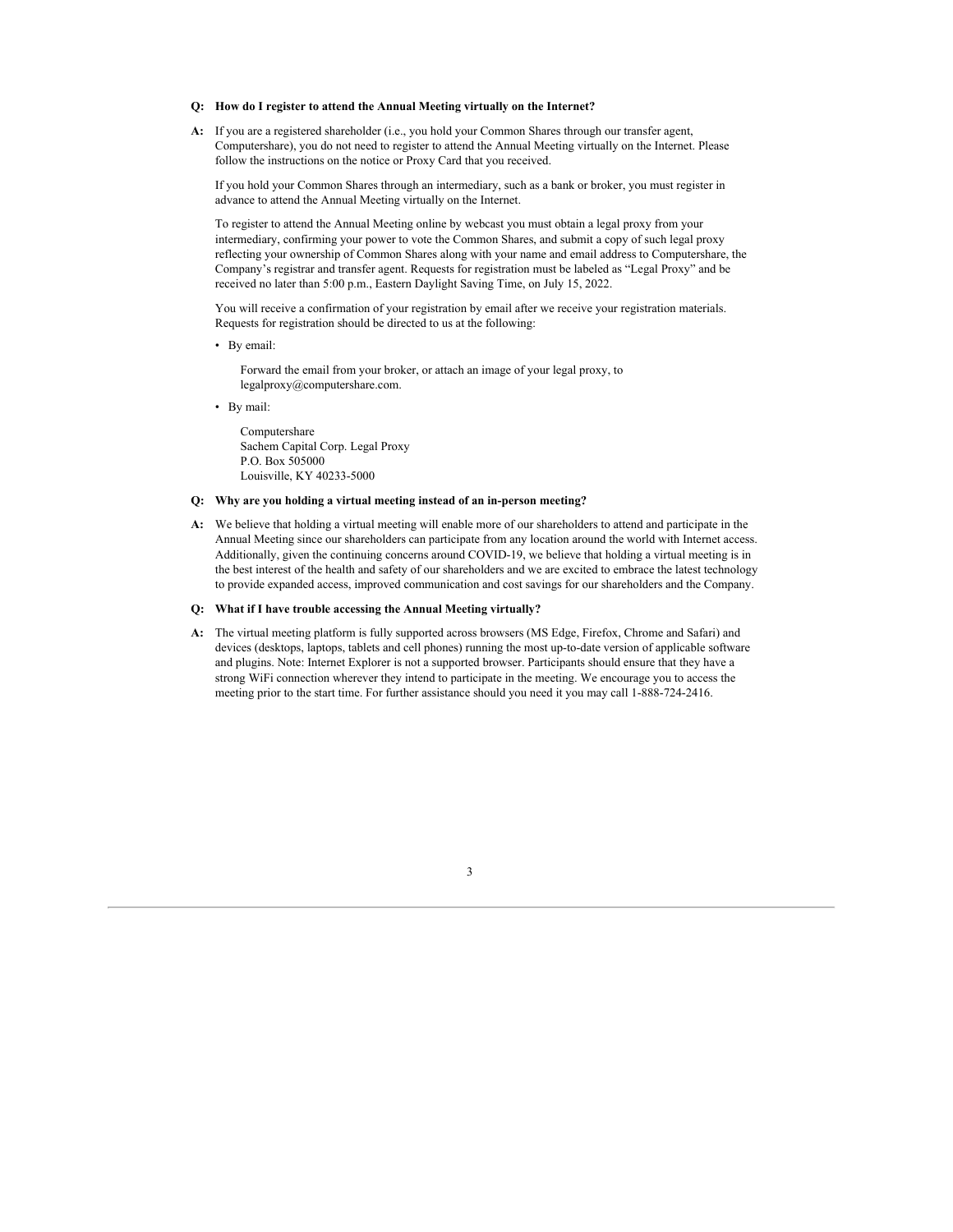**Q: How do I register to attend the Annual Meeting virtually on the Internet?**

**A:** If you are a registered shareholder (i.e., you hold your Common Shares through our transfer agent, Computershare), you do not need to register to attend the Annual Meeting virtually on the Internet. Please follow the instructions on the notice or Proxy Card that you received.

If you hold your Common Shares through an intermediary, such as a bank or broker, you must register in advance to attend the Annual Meeting virtually on the Internet.

To register to attend the Annual Meeting online by webcast you must obtain a legal proxy from your intermediary, confirming your power to vote the Common Shares, and submit a copy of such legal proxy reflecting your ownership of Common Shares along with your name and email address to Computershare, the Company's registrar and transfer agent. Requests for registration must be labeled as "Legal Proxy" and be received no later than 5:00 p.m., Eastern Daylight Saving Time, on July 15, 2022.

You will receive a confirmation of your registration by email after we receive your registration materials. Requests for registration should be directed to us at the following:

- By email:

  Forward the email from your broker, or attach an image of your legal proxy, to legalproxy@computershare.com.

- By mail:

  Computershare
  Sachem Capital Corp. Legal Proxy
  P.O. Box 505000
  Louisville, KY 40233-5000

**Q: Why are you holding a virtual meeting instead of an in-person meeting?**

**A:** We believe that holding a virtual meeting will enable more of our shareholders to attend and participate in the Annual Meeting since our shareholders can participate from any location around the world with Internet access. Additionally, given the continuing concerns around COVID-19, we believe that holding a virtual meeting is in the best interest of the health and safety of our shareholders and we are excited to embrace the latest technology to provide expanded access, improved communication and cost savings for our shareholders and the Company.

**Q: What if I have trouble accessing the Annual Meeting virtually?**

**A:** The virtual meeting platform is fully supported across browsers (MS Edge, Firefox, Chrome and Safari) and devices (desktops, laptops, tablets and cell phones) running the most up-to-date version of applicable software and plugins. Note: Internet Explorer is not a supported browser. Participants should ensure that they have a strong WiFi connection wherever they intend to participate in the meeting. We encourage you to access the meeting prior to the start time. For further assistance should you need it you may call 1-888-724-2416.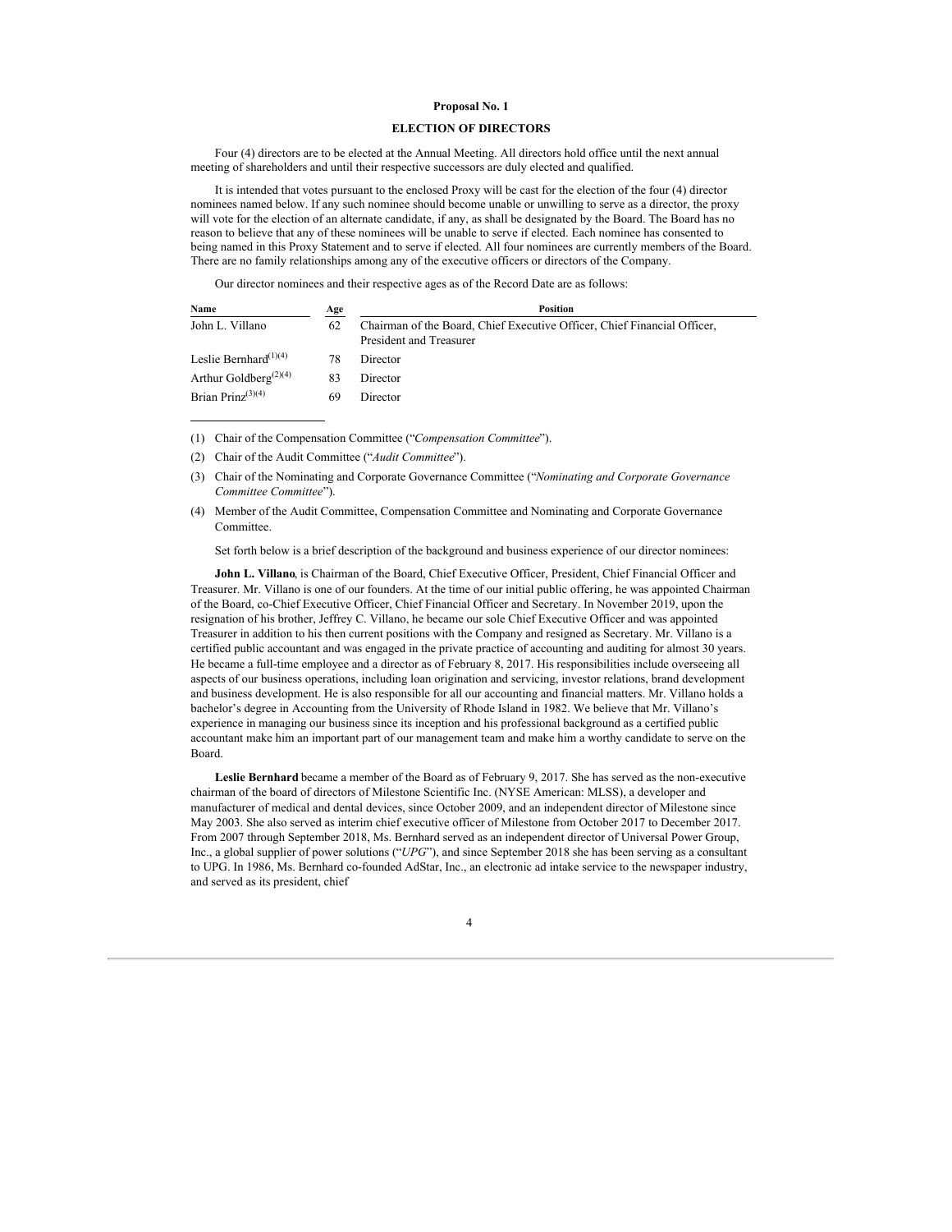## Proposal No. 1

## ELECTION OF DIRECTORS

Four (4) directors are to be elected at the Annual Meeting. All directors hold office until the next annual meeting of shareholders and until their respective successors are duly elected and qualified.

It is intended that votes pursuant to the enclosed Proxy will be cast for the election of the four (4) director nominees named below. If any such nominee should become unable or unwilling to serve as a director, the proxy will vote for the election of an alternate candidate, if any, as shall be designated by the Board. The Board has no reason to believe that any of these nominees will be unable to serve if elected. Each nominee has consented to being named in this Proxy Statement and to serve if elected. All four nominees are currently members of the Board. There are no family relationships among any of the executive officers or directors of the Company.

Our director nominees and their respective ages as of the Record Date are as follows:

| Name | Age | Position |
| --- | --- | --- |
| John L. Villano | 62 | Chairman of the Board, Chief Executive Officer, Chief Financial Officer, President and Treasurer |
| Leslie Bernhard[(1)(4)] | 78 | Director |
| Arthur Goldberg[(2)(4)] | 83 | Director |
| Brian Prinz[(3)(4)] | 69 | Director |

(1) Chair of the Compensation Committee ("*Compensation Committee*").

(2) Chair of the Audit Committee ("*Audit Committee*").

(3) Chair of the Nominating and Corporate Governance Committee ("*Nominating and Corporate Governance Committee Committee*").

(4) Member of the Audit Committee, Compensation Committee and Nominating and Corporate Governance Committee.

Set forth below is a brief description of the background and business experience of our director nominees:

**John L. Villano**, is Chairman of the Board, Chief Executive Officer, President, Chief Financial Officer and Treasurer. Mr. Villano is one of our founders. At the time of our initial public offering, he was appointed Chairman of the Board, co-Chief Executive Officer, Chief Financial Officer and Secretary. In November 2019, upon the resignation of his brother, Jeffrey C. Villano, he became our sole Chief Executive Officer and was appointed Treasurer in addition to his then current positions with the Company and resigned as Secretary. Mr. Villano is a certified public accountant and was engaged in the private practice of accounting and auditing for almost 30 years. He became a full-time employee and a director as of February 8, 2017. His responsibilities include overseeing all aspects of our business operations, including loan origination and servicing, investor relations, brand development and business development. He is also responsible for all our accounting and financial matters. Mr. Villano holds a bachelor's degree in Accounting from the University of Rhode Island in 1982. We believe that Mr. Villano's experience in managing our business since its inception and his professional background as a certified public accountant make him an important part of our management team and make him a worthy candidate to serve on the Board.

**Leslie Bernhard** became a member of the Board as of February 9, 2017. She has served as the non-executive chairman of the board of directors of Milestone Scientific Inc. (NYSE American: MLSS), a developer and manufacturer of medical and dental devices, since October 2009, and an independent director of Milestone since May 2003. She also served as interim chief executive officer of Milestone from October 2017 to December 2017. From 2007 through September 2018, Ms. Bernhard served as an independent director of Universal Power Group, Inc., a global supplier of power solutions ("*UPG*"), and since September 2018 she has been serving as a consultant to UPG. In 1986, Ms. Bernhard co-founded AdStar, Inc., an electronic ad intake service to the newspaper industry, and served as its president, chief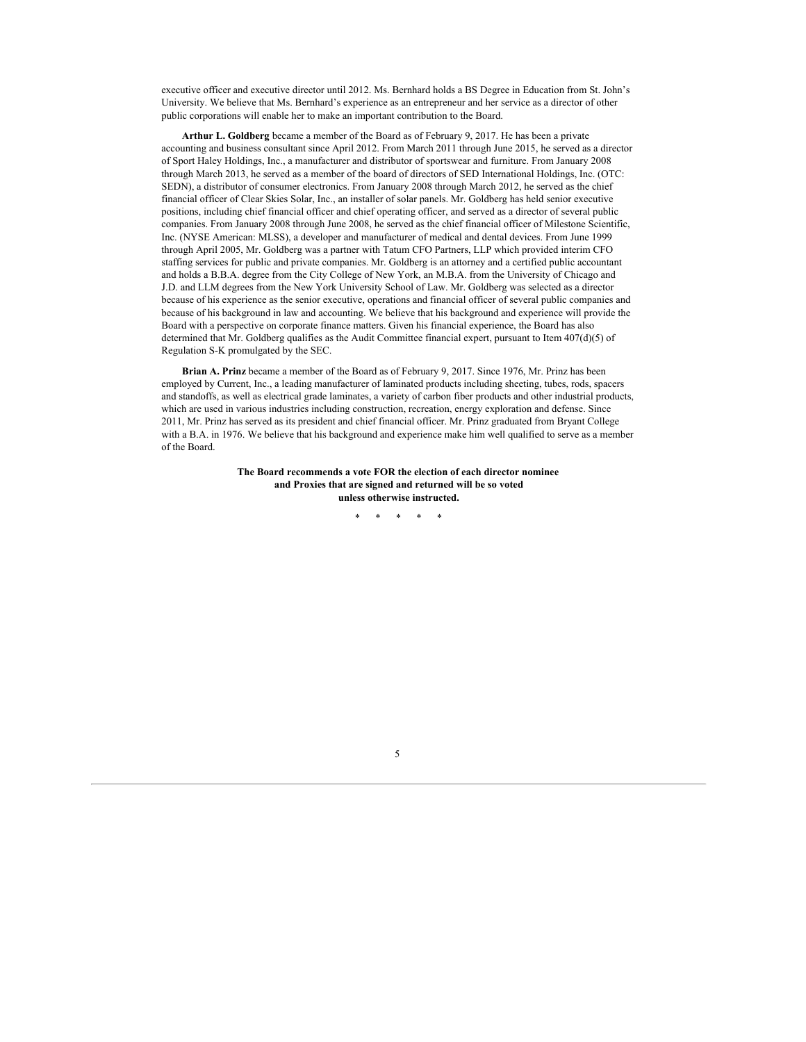executive officer and executive director until 2012. Ms. Bernhard holds a BS Degree in Education from St. John's University. We believe that Ms. Bernhard's experience as an entrepreneur and her service as a director of other public corporations will enable her to make an important contribution to the Board.

**Arthur L. Goldberg** became a member of the Board as of February 9, 2017. He has been a private accounting and business consultant since April 2012. From March 2011 through June 2015, he served as a director of Sport Haley Holdings, Inc., a manufacturer and distributor of sportswear and furniture. From January 2008 through March 2013, he served as a member of the board of directors of SED International Holdings, Inc. (OTC: SEDN), a distributor of consumer electronics. From January 2008 through March 2012, he served as the chief financial officer of Clear Skies Solar, Inc., an installer of solar panels. Mr. Goldberg has held senior executive positions, including chief financial officer and chief operating officer, and served as a director of several public companies. From January 2008 through June 2008, he served as the chief financial officer of Milestone Scientific, Inc. (NYSE American: MLSS), a developer and manufacturer of medical and dental devices. From June 1999 through April 2005, Mr. Goldberg was a partner with Tatum CFO Partners, LLP which provided interim CFO staffing services for public and private companies. Mr. Goldberg is an attorney and a certified public accountant and holds a B.B.A. degree from the City College of New York, an M.B.A. from the University of Chicago and J.D. and LLM degrees from the New York University School of Law. Mr. Goldberg was selected as a director because of his experience as the senior executive, operations and financial officer of several public companies and because of his background in law and accounting. We believe that his background and experience will provide the Board with a perspective on corporate finance matters. Given his financial experience, the Board has also determined that Mr. Goldberg qualifies as the Audit Committee financial expert, pursuant to Item 407(d)(5) of Regulation S-K promulgated by the SEC.

**Brian A. Prinz** became a member of the Board as of February 9, 2017. Since 1976, Mr. Prinz has been employed by Current, Inc., a leading manufacturer of laminated products including sheeting, tubes, rods, spacers and standoffs, as well as electrical grade laminates, a variety of carbon fiber products and other industrial products, which are used in various industries including construction, recreation, energy exploration and defense. Since 2011, Mr. Prinz has served as its president and chief financial officer. Mr. Prinz graduated from Bryant College with a B.A. in 1976. We believe that his background and experience make him well qualified to serve as a member of the Board.

**The Board recommends a vote FOR the election of each director nominee and Proxies that are signed and returned will be so voted unless otherwise instructed.**

\* \* \* \* \*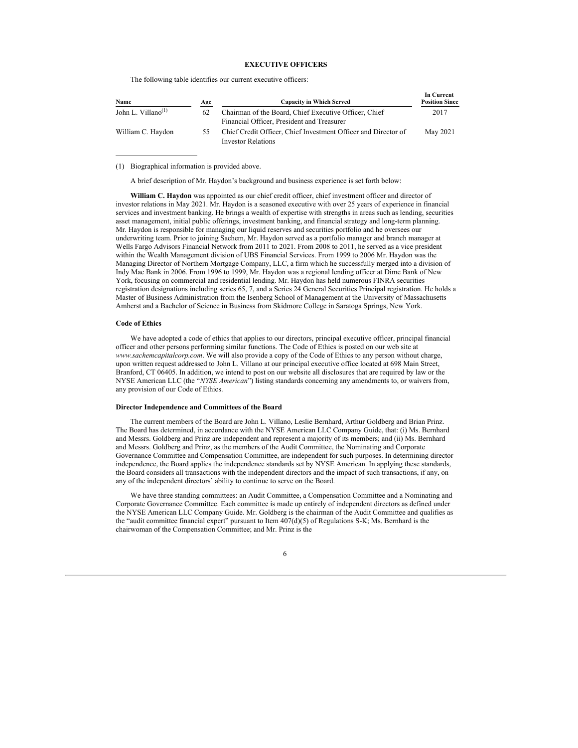## EXECUTIVE OFFICERS

The following table identifies our current executive officers:

| Name | Age | Capacity in Which Served | In Current Position Since |
|---|---|---|---|
| John L. Villano[(1)] | 62 | Chairman of the Board, Chief Executive Officer, Chief Financial Officer, President and Treasurer | 2017 |
| William C. Haydon | 55 | Chief Credit Officer, Chief Investment Officer and Director of Investor Relations | May 2021 |

(1) Biographical information is provided above.

A brief description of Mr. Haydon's background and business experience is set forth below:

**William C. Haydon** was appointed as our chief credit officer, chief investment officer and director of investor relations in May 2021. Mr. Haydon is a seasoned executive with over 25 years of experience in financial services and investment banking. He brings a wealth of expertise with strengths in areas such as lending, securities asset management, initial public offerings, investment banking, and financial strategy and long-term planning. Mr. Haydon is responsible for managing our liquid reserves and securities portfolio and he oversees our underwriting team. Prior to joining Sachem, Mr. Haydon served as a portfolio manager and branch manager at Wells Fargo Advisors Financial Network from 2011 to 2021. From 2008 to 2011, he served as a vice president within the Wealth Management division of UBS Financial Services. From 1999 to 2006 Mr. Haydon was the Managing Director of Northern Mortgage Company, LLC, a firm which he successfully merged into a division of Indy Mac Bank in 2006. From 1996 to 1999, Mr. Haydon was a regional lending officer at Dime Bank of New York, focusing on commercial and residential lending. Mr. Haydon has held numerous FINRA securities registration designations including series 65, 7, and a Series 24 General Securities Principal registration. He holds a Master of Business Administration from the Isenberg School of Management at the University of Massachusetts Amherst and a Bachelor of Science in Business from Skidmore College in Saratoga Springs, New York.

### Code of Ethics

We have adopted a code of ethics that applies to our directors, principal executive officer, principal financial officer and other persons performing similar functions. The Code of Ethics is posted on our web site at *www.sachemcapitalcorp.com*. We will also provide a copy of the Code of Ethics to any person without charge, upon written request addressed to John L. Villano at our principal executive office located at 698 Main Street, Branford, CT 06405. In addition, we intend to post on our website all disclosures that are required by law or the NYSE American LLC (the "*NYSE American*") listing standards concerning any amendments to, or waivers from, any provision of our Code of Ethics.

### Director Independence and Committees of the Board

The current members of the Board are John L. Villano, Leslie Bernhard, Arthur Goldberg and Brian Prinz. The Board has determined, in accordance with the NYSE American LLC Company Guide, that: (i) Ms. Bernhard and Messrs. Goldberg and Prinz are independent and represent a majority of its members; and (ii) Ms. Bernhard and Messrs. Goldberg and Prinz, as the members of the Audit Committee, the Nominating and Corporate Governance Committee and Compensation Committee, are independent for such purposes. In determining director independence, the Board applies the independence standards set by NYSE American. In applying these standards, the Board considers all transactions with the independent directors and the impact of such transactions, if any, on any of the independent directors' ability to continue to serve on the Board.

We have three standing committees: an Audit Committee, a Compensation Committee and a Nominating and Corporate Governance Committee. Each committee is made up entirely of independent directors as defined under the NYSE American LLC Company Guide. Mr. Goldberg is the chairman of the Audit Committee and qualifies as the "audit committee financial expert" pursuant to Item 407(d)(5) of Regulations S-K; Ms. Bernhard is the chairwoman of the Compensation Committee; and Mr. Prinz is the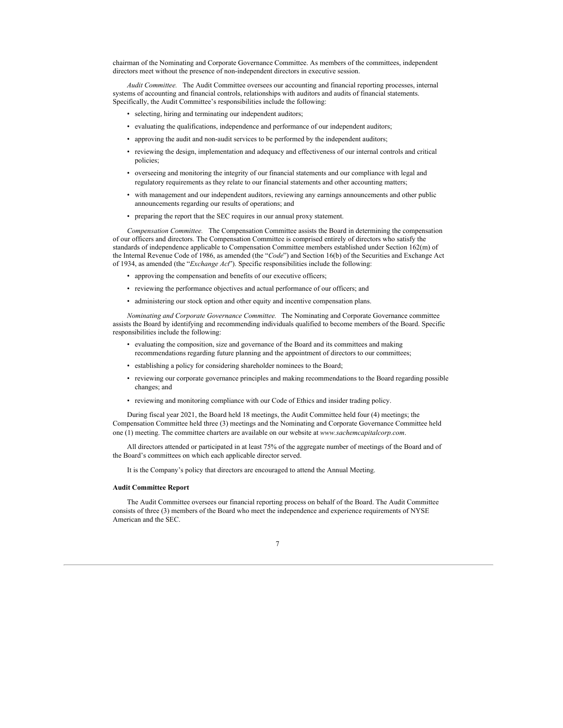chairman of the Nominating and Corporate Governance Committee. As members of the committees, independent directors meet without the presence of non-independent directors in executive session.

*Audit Committee.* The Audit Committee oversees our accounting and financial reporting processes, internal systems of accounting and financial controls, relationships with auditors and audits of financial statements. Specifically, the Audit Committee's responsibilities include the following:

- selecting, hiring and terminating our independent auditors;
- evaluating the qualifications, independence and performance of our independent auditors;
- approving the audit and non-audit services to be performed by the independent auditors;
- reviewing the design, implementation and adequacy and effectiveness of our internal controls and critical policies;
- overseeing and monitoring the integrity of our financial statements and our compliance with legal and regulatory requirements as they relate to our financial statements and other accounting matters;
- with management and our independent auditors, reviewing any earnings announcements and other public announcements regarding our results of operations; and
- preparing the report that the SEC requires in our annual proxy statement.

*Compensation Committee.* The Compensation Committee assists the Board in determining the compensation of our officers and directors. The Compensation Committee is comprised entirely of directors who satisfy the standards of independence applicable to Compensation Committee members established under Section 162(m) of the Internal Revenue Code of 1986, as amended (the "*Code*") and Section 16(b) of the Securities and Exchange Act of 1934, as amended (the "*Exchange Act*"). Specific responsibilities include the following:

- approving the compensation and benefits of our executive officers;
- reviewing the performance objectives and actual performance of our officers; and
- administering our stock option and other equity and incentive compensation plans.

*Nominating and Corporate Governance Committee.* The Nominating and Corporate Governance committee assists the Board by identifying and recommending individuals qualified to become members of the Board. Specific responsibilities include the following:

- evaluating the composition, size and governance of the Board and its committees and making recommendations regarding future planning and the appointment of directors to our committees;
- establishing a policy for considering shareholder nominees to the Board;
- reviewing our corporate governance principles and making recommendations to the Board regarding possible changes; and
- reviewing and monitoring compliance with our Code of Ethics and insider trading policy.

During fiscal year 2021, the Board held 18 meetings, the Audit Committee held four (4) meetings; the Compensation Committee held three (3) meetings and the Nominating and Corporate Governance Committee held one (1) meeting. The committee charters are available on our website at *www.sachemcapitalcorp.com*.

All directors attended or participated in at least 75% of the aggregate number of meetings of the Board and of the Board's committees on which each applicable director served.

It is the Company's policy that directors are encouraged to attend the Annual Meeting.

**Audit Committee Report**

The Audit Committee oversees our financial reporting process on behalf of the Board. The Audit Committee consists of three (3) members of the Board who meet the independence and experience requirements of NYSE American and the SEC.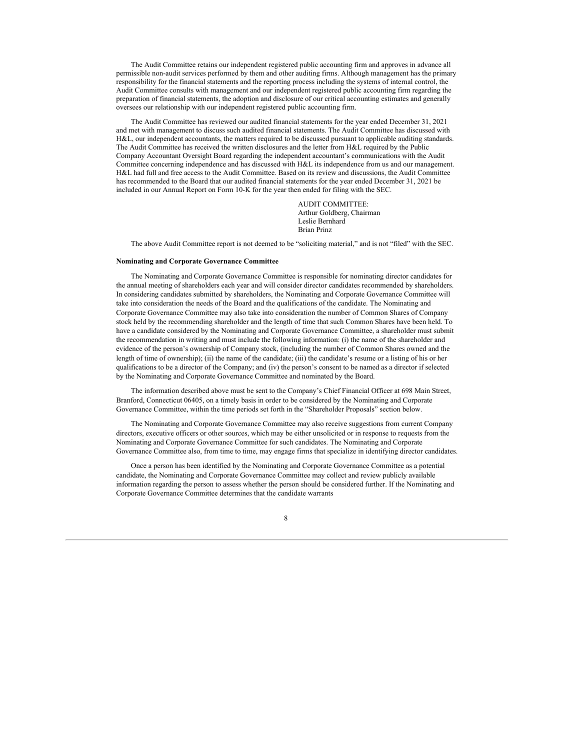The Audit Committee retains our independent registered public accounting firm and approves in advance all permissible non-audit services performed by them and other auditing firms. Although management has the primary responsibility for the financial statements and the reporting process including the systems of internal control, the Audit Committee consults with management and our independent registered public accounting firm regarding the preparation of financial statements, the adoption and disclosure of our critical accounting estimates and generally oversees our relationship with our independent registered public accounting firm.

The Audit Committee has reviewed our audited financial statements for the year ended December 31, 2021 and met with management to discuss such audited financial statements. The Audit Committee has discussed with H&L, our independent accountants, the matters required to be discussed pursuant to applicable auditing standards. The Audit Committee has received the written disclosures and the letter from H&L required by the Public Company Accountant Oversight Board regarding the independent accountant's communications with the Audit Committee concerning independence and has discussed with H&L its independence from us and our management. H&L had full and free access to the Audit Committee. Based on its review and discussions, the Audit Committee has recommended to the Board that our audited financial statements for the year ended December 31, 2021 be included in our Annual Report on Form 10-K for the year then ended for filing with the SEC.

AUDIT COMMITTEE:
Arthur Goldberg, Chairman
Leslie Bernhard
Brian Prinz

The above Audit Committee report is not deemed to be "soliciting material," and is not "filed" with the SEC.

**Nominating and Corporate Governance Committee**

The Nominating and Corporate Governance Committee is responsible for nominating director candidates for the annual meeting of shareholders each year and will consider director candidates recommended by shareholders. In considering candidates submitted by shareholders, the Nominating and Corporate Governance Committee will take into consideration the needs of the Board and the qualifications of the candidate. The Nominating and Corporate Governance Committee may also take into consideration the number of Common Shares of Company stock held by the recommending shareholder and the length of time that such Common Shares have been held. To have a candidate considered by the Nominating and Corporate Governance Committee, a shareholder must submit the recommendation in writing and must include the following information: (i) the name of the shareholder and evidence of the person's ownership of Company stock, (including the number of Common Shares owned and the length of time of ownership); (ii) the name of the candidate; (iii) the candidate's resume or a listing of his or her qualifications to be a director of the Company; and (iv) the person's consent to be named as a director if selected by the Nominating and Corporate Governance Committee and nominated by the Board.

The information described above must be sent to the Company's Chief Financial Officer at 698 Main Street, Branford, Connecticut 06405, on a timely basis in order to be considered by the Nominating and Corporate Governance Committee, within the time periods set forth in the "Shareholder Proposals" section below.

The Nominating and Corporate Governance Committee may also receive suggestions from current Company directors, executive officers or other sources, which may be either unsolicited or in response to requests from the Nominating and Corporate Governance Committee for such candidates. The Nominating and Corporate Governance Committee also, from time to time, may engage firms that specialize in identifying director candidates.

Once a person has been identified by the Nominating and Corporate Governance Committee as a potential candidate, the Nominating and Corporate Governance Committee may collect and review publicly available information regarding the person to assess whether the person should be considered further. If the Nominating and Corporate Governance Committee determines that the candidate warrants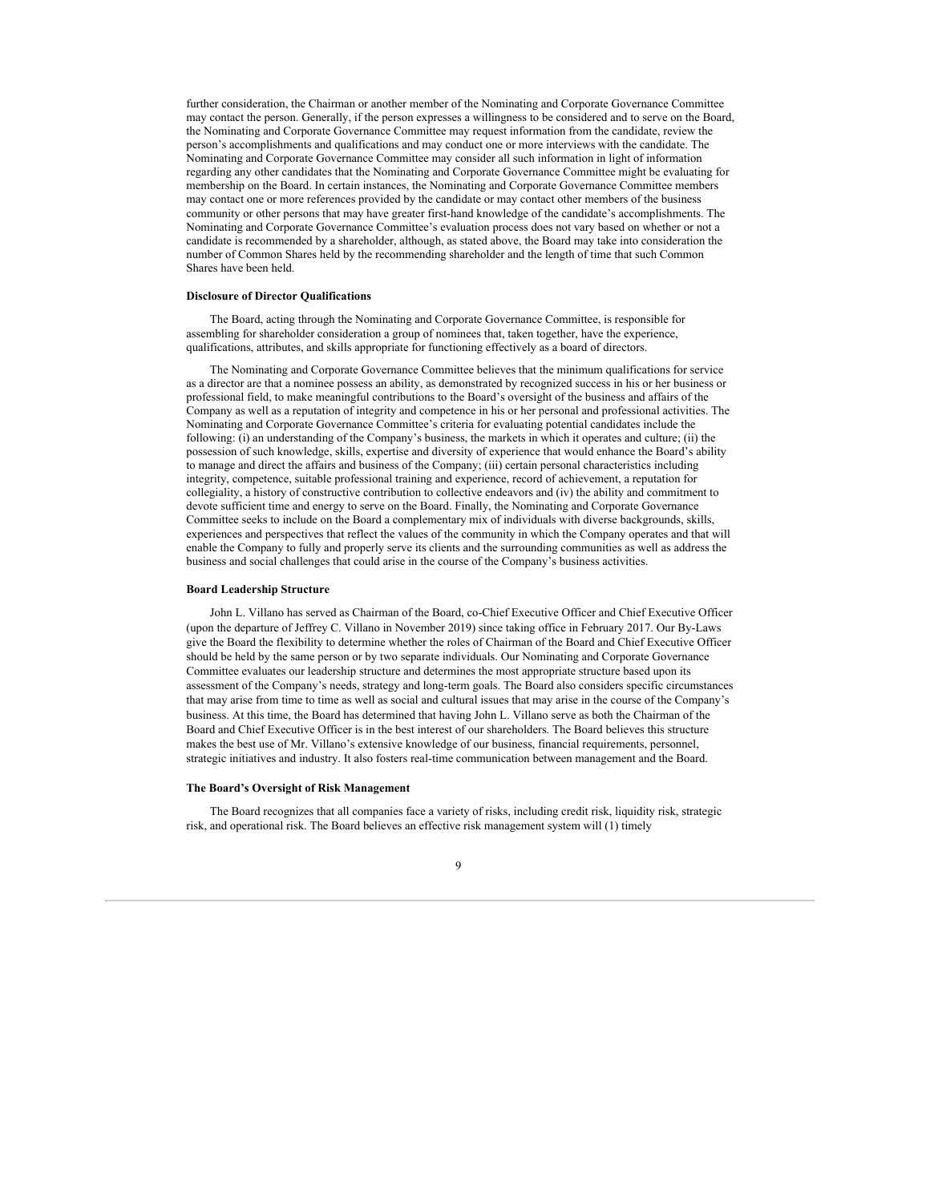further consideration, the Chairman or another member of the Nominating and Corporate Governance Committee may contact the person. Generally, if the person expresses a willingness to be considered and to serve on the Board, the Nominating and Corporate Governance Committee may request information from the candidate, review the person's accomplishments and qualifications and may conduct one or more interviews with the candidate. The Nominating and Corporate Governance Committee may consider all such information in light of information regarding any other candidates that the Nominating and Corporate Governance Committee might be evaluating for membership on the Board. In certain instances, the Nominating and Corporate Governance Committee members may contact one or more references provided by the candidate or may contact other members of the business community or other persons that may have greater first-hand knowledge of the candidate's accomplishments. The Nominating and Corporate Governance Committee's evaluation process does not vary based on whether or not a candidate is recommended by a shareholder, although, as stated above, the Board may take into consideration the number of Common Shares held by the recommending shareholder and the length of time that such Common Shares have been held.

**Disclosure of Director Qualifications**

The Board, acting through the Nominating and Corporate Governance Committee, is responsible for assembling for shareholder consideration a group of nominees that, taken together, have the experience, qualifications, attributes, and skills appropriate for functioning effectively as a board of directors.

The Nominating and Corporate Governance Committee believes that the minimum qualifications for service as a director are that a nominee possess an ability, as demonstrated by recognized success in his or her business or professional field, to make meaningful contributions to the Board's oversight of the business and affairs of the Company as well as a reputation of integrity and competence in his or her personal and professional activities. The Nominating and Corporate Governance Committee's criteria for evaluating potential candidates include the following: (i) an understanding of the Company's business, the markets in which it operates and culture; (ii) the possession of such knowledge, skills, expertise and diversity of experience that would enhance the Board's ability to manage and direct the affairs and business of the Company; (iii) certain personal characteristics including integrity, competence, suitable professional training and experience, record of achievement, a reputation for collegiality, a history of constructive contribution to collective endeavors and (iv) the ability and commitment to devote sufficient time and energy to serve on the Board. Finally, the Nominating and Corporate Governance Committee seeks to include on the Board a complementary mix of individuals with diverse backgrounds, skills, experiences and perspectives that reflect the values of the community in which the Company operates and that will enable the Company to fully and properly serve its clients and the surrounding communities as well as address the business and social challenges that could arise in the course of the Company's business activities.

**Board Leadership Structure**

John L. Villano has served as Chairman of the Board, co-Chief Executive Officer and Chief Executive Officer (upon the departure of Jeffrey C. Villano in November 2019) since taking office in February 2017. Our By-Laws give the Board the flexibility to determine whether the roles of Chairman of the Board and Chief Executive Officer should be held by the same person or by two separate individuals. Our Nominating and Corporate Governance Committee evaluates our leadership structure and determines the most appropriate structure based upon its assessment of the Company's needs, strategy and long-term goals. The Board also considers specific circumstances that may arise from time to time as well as social and cultural issues that may arise in the course of the Company's business. At this time, the Board has determined that having John L. Villano serve as both the Chairman of the Board and Chief Executive Officer is in the best interest of our shareholders. The Board believes this structure makes the best use of Mr. Villano's extensive knowledge of our business, financial requirements, personnel, strategic initiatives and industry. It also fosters real-time communication between management and the Board.

**The Board's Oversight of Risk Management**

The Board recognizes that all companies face a variety of risks, including credit risk, liquidity risk, strategic risk, and operational risk. The Board believes an effective risk management system will (1) timely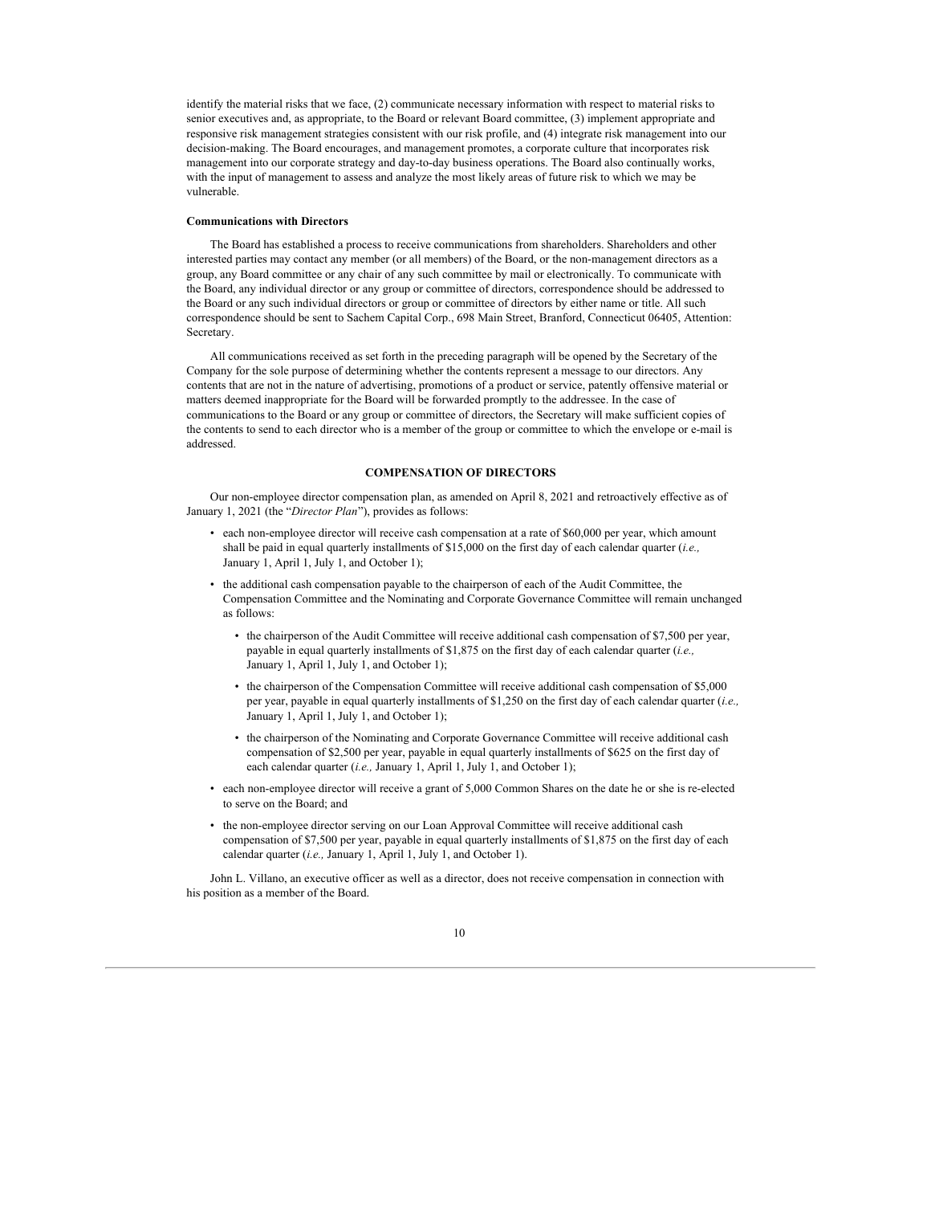identify the material risks that we face, (2) communicate necessary information with respect to material risks to senior executives and, as appropriate, to the Board or relevant Board committee, (3) implement appropriate and responsive risk management strategies consistent with our risk profile, and (4) integrate risk management into our decision-making. The Board encourages, and management promotes, a corporate culture that incorporates risk management into our corporate strategy and day-to-day business operations. The Board also continually works, with the input of management to assess and analyze the most likely areas of future risk to which we may be vulnerable.

**Communications with Directors**

The Board has established a process to receive communications from shareholders. Shareholders and other interested parties may contact any member (or all members) of the Board, or the non-management directors as a group, any Board committee or any chair of any such committee by mail or electronically. To communicate with the Board, any individual director or any group or committee of directors, correspondence should be addressed to the Board or any such individual directors or group or committee of directors by either name or title. All such correspondence should be sent to Sachem Capital Corp., 698 Main Street, Branford, Connecticut 06405, Attention: Secretary.

All communications received as set forth in the preceding paragraph will be opened by the Secretary of the Company for the sole purpose of determining whether the contents represent a message to our directors. Any contents that are not in the nature of advertising, promotions of a product or service, patently offensive material or matters deemed inappropriate for the Board will be forwarded promptly to the addressee. In the case of communications to the Board or any group or committee of directors, the Secretary will make sufficient copies of the contents to send to each director who is a member of the group or committee to which the envelope or e-mail is addressed.

## COMPENSATION OF DIRECTORS

Our non-employee director compensation plan, as amended on April 8, 2021 and retroactively effective as of January 1, 2021 (the "*Director Plan*"), provides as follows:

- each non-employee director will receive cash compensation at a rate of $60,000 per year, which amount shall be paid in equal quarterly installments of $15,000 on the first day of each calendar quarter (*i.e.,* January 1, April 1, July 1, and October 1);
- the additional cash compensation payable to the chairperson of each of the Audit Committee, the Compensation Committee and the Nominating and Corporate Governance Committee will remain unchanged as follows:
  - the chairperson of the Audit Committee will receive additional cash compensation of $7,500 per year, payable in equal quarterly installments of $1,875 on the first day of each calendar quarter (*i.e.,* January 1, April 1, July 1, and October 1);
  - the chairperson of the Compensation Committee will receive additional cash compensation of $5,000 per year, payable in equal quarterly installments of $1,250 on the first day of each calendar quarter (*i.e.,* January 1, April 1, July 1, and October 1);
  - the chairperson of the Nominating and Corporate Governance Committee will receive additional cash compensation of $2,500 per year, payable in equal quarterly installments of $625 on the first day of each calendar quarter (*i.e.,* January 1, April 1, July 1, and October 1);
- each non-employee director will receive a grant of 5,000 Common Shares on the date he or she is re-elected to serve on the Board; and
- the non-employee director serving on our Loan Approval Committee will receive additional cash compensation of $7,500 per year, payable in equal quarterly installments of $1,875 on the first day of each calendar quarter (*i.e.,* January 1, April 1, July 1, and October 1).

John L. Villano, an executive officer as well as a director, does not receive compensation in connection with his position as a member of the Board.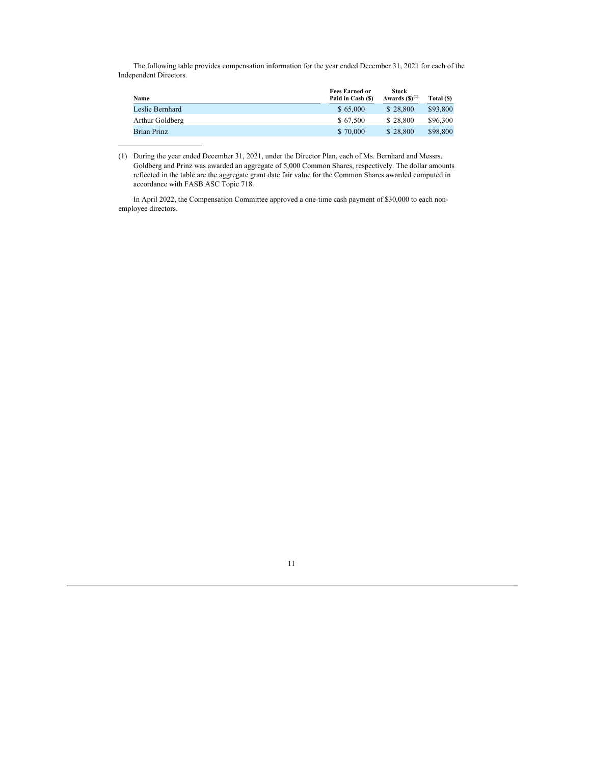The following table provides compensation information for the year ended December 31, 2021 for each of the Independent Directors.

| Name | Fees Earned or Paid in Cash ($) | Stock Awards ($)[1] | Total ($) |
| --- | --- | --- | --- |
| Leslie Bernhard | $ 65,000 | $ 28,800 | $93,800 |
| Arthur Goldberg | $ 67,500 | $ 28,800 | $96,300 |
| Brian Prinz | $ 70,000 | $ 28,800 | $98,800 |

(1) During the year ended December 31, 2021, under the Director Plan, each of Ms. Bernhard and Messrs. Goldberg and Prinz was awarded an aggregate of 5,000 Common Shares, respectively. The dollar amounts reflected in the table are the aggregate grant date fair value for the Common Shares awarded computed in accordance with FASB ASC Topic 718.

In April 2022, the Compensation Committee approved a one-time cash payment of $30,000 to each non-employee directors.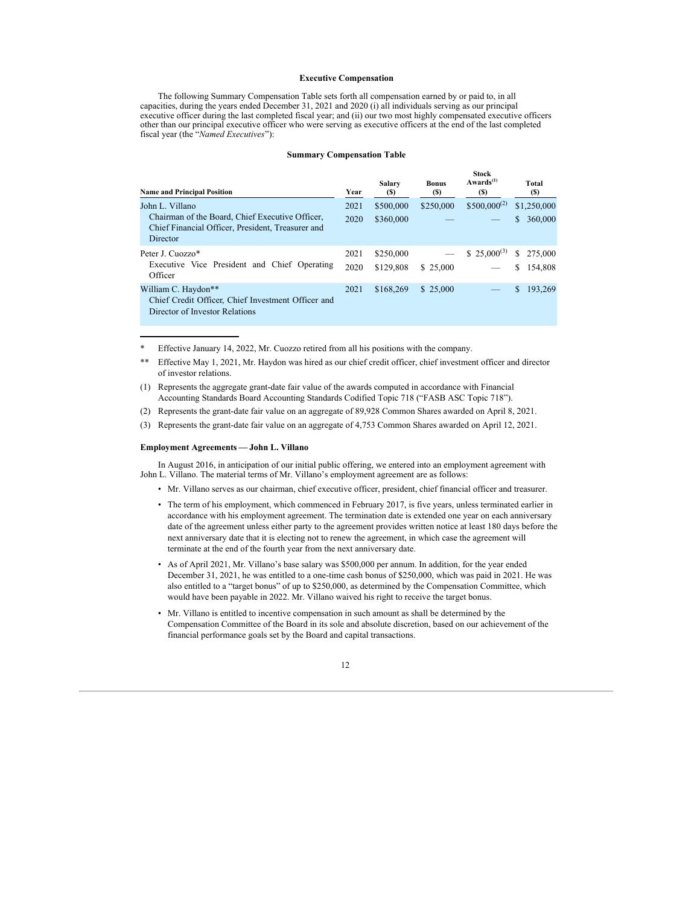## Executive Compensation

The following Summary Compensation Table sets forth all compensation earned by or paid to, in all capacities, during the years ended December 31, 2021 and 2020 (i) all individuals serving as our principal executive officer during the last completed fiscal year; and (ii) our two most highly compensated executive officers other than our principal executive officer who were serving as executive officers at the end of the last completed fiscal year (the "*Named Executives*"):

### Summary Compensation Table

| Name and Principal Position | Year | Salary ($) | Bonus ($) | Stock Awards[(1)] ($) | Total ($) |
|---|---|---|---|---|---|
| John L. Villano<br>Chairman of the Board, Chief Executive Officer, Chief Financial Officer, President, Treasurer and Director | 2021 | $500,000 | $250,000 | $500,000[(2)] | $1,250,000 |
| | 2020 | $360,000 | — | — | $ 360,000 |
| Peter J. Cuozzo*<br>Executive Vice President and Chief Operating Officer | 2021 | $250,000 | — | $ 25,000[(3)] | $ 275,000 |
| | 2020 | $129,808 | $ 25,000 | — | $ 154,808 |
| William C. Haydon**<br>Chief Credit Officer, Chief Investment Officer and Director of Investor Relations | 2021 | $168,269 | $ 25,000 | — | $ 193,269 |

\* Effective January 14, 2022, Mr. Cuozzo retired from all his positions with the company.

** Effective May 1, 2021, Mr. Haydon was hired as our chief credit officer, chief investment officer and director of investor relations.

(1) Represents the aggregate grant-date fair value of the awards computed in accordance with Financial Accounting Standards Board Accounting Standards Codified Topic 718 ("FASB ASC Topic 718").

(2) Represents the grant-date fair value on an aggregate of 89,928 Common Shares awarded on April 8, 2021.

(3) Represents the grant-date fair value on an aggregate of 4,753 Common Shares awarded on April 12, 2021.

#### Employment Agreements — John L. Villano

In August 2016, in anticipation of our initial public offering, we entered into an employment agreement with John L. Villano. The material terms of Mr. Villano's employment agreement are as follows:

- Mr. Villano serves as our chairman, chief executive officer, president, chief financial officer and treasurer.
- The term of his employment, which commenced in February 2017, is five years, unless terminated earlier in accordance with his employment agreement. The termination date is extended one year on each anniversary date of the agreement unless either party to the agreement provides written notice at least 180 days before the next anniversary date that it is electing not to renew the agreement, in which case the agreement will terminate at the end of the fourth year from the next anniversary date.
- As of April 2021, Mr. Villano's base salary was $500,000 per annum. In addition, for the year ended December 31, 2021, he was entitled to a one-time cash bonus of $250,000, which was paid in 2021. He was also entitled to a "target bonus" of up to $250,000, as determined by the Compensation Committee, which would have been payable in 2022. Mr. Villano waived his right to receive the target bonus.
- Mr. Villano is entitled to incentive compensation in such amount as shall be determined by the Compensation Committee of the Board in its sole and absolute discretion, based on our achievement of the financial performance goals set by the Board and capital transactions.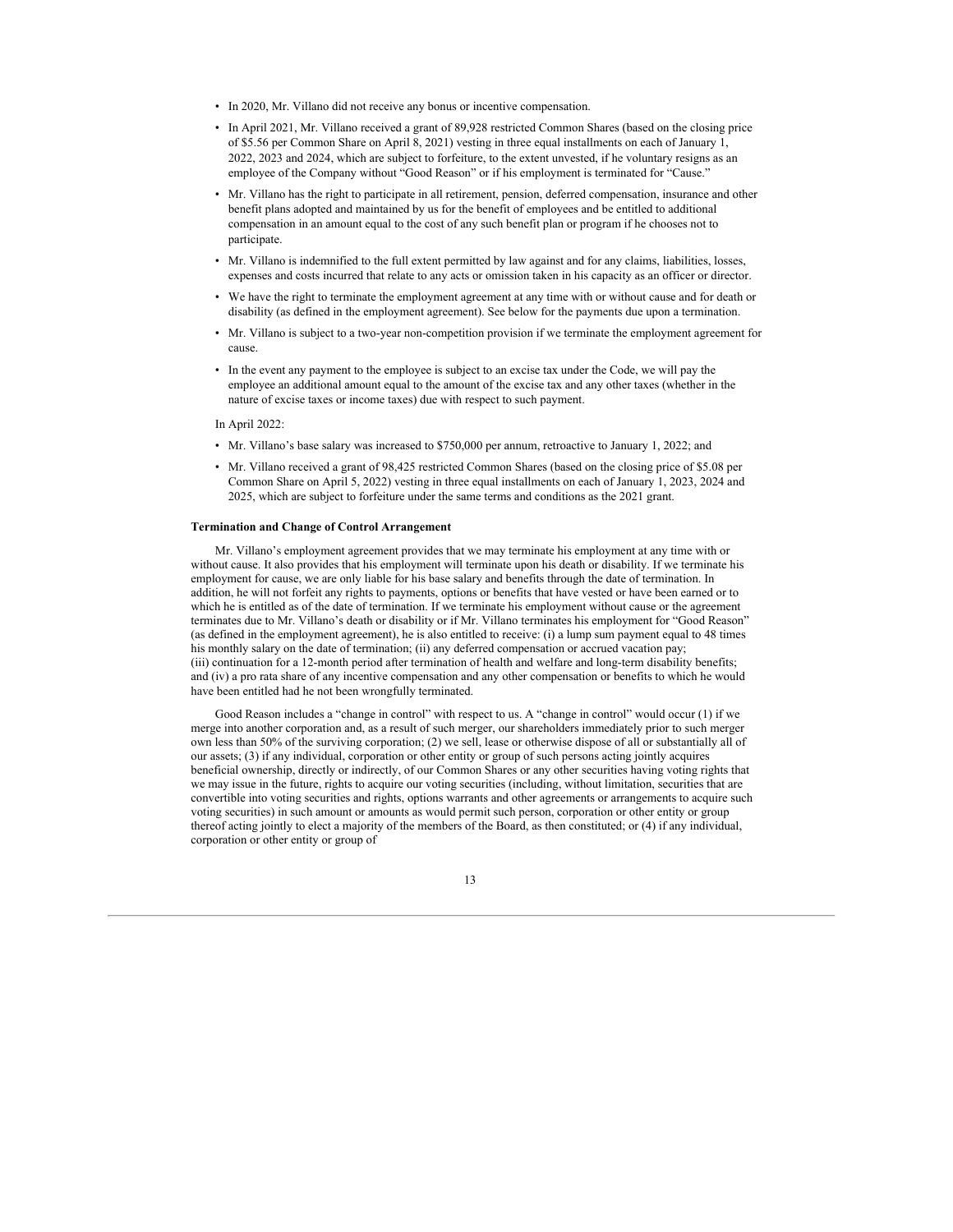- In 2020, Mr. Villano did not receive any bonus or incentive compensation.
- In April 2021, Mr. Villano received a grant of 89,928 restricted Common Shares (based on the closing price of $5.56 per Common Share on April 8, 2021) vesting in three equal installments on each of January 1, 2022, 2023 and 2024, which are subject to forfeiture, to the extent unvested, if he voluntary resigns as an employee of the Company without "Good Reason" or if his employment is terminated for "Cause."
- Mr. Villano has the right to participate in all retirement, pension, deferred compensation, insurance and other benefit plans adopted and maintained by us for the benefit of employees and be entitled to additional compensation in an amount equal to the cost of any such benefit plan or program if he chooses not to participate.
- Mr. Villano is indemnified to the full extent permitted by law against and for any claims, liabilities, losses, expenses and costs incurred that relate to any acts or omission taken in his capacity as an officer or director.
- We have the right to terminate the employment agreement at any time with or without cause and for death or disability (as defined in the employment agreement). See below for the payments due upon a termination.
- Mr. Villano is subject to a two-year non-competition provision if we terminate the employment agreement for cause.
- In the event any payment to the employee is subject to an excise tax under the Code, we will pay the employee an additional amount equal to the amount of the excise tax and any other taxes (whether in the nature of excise taxes or income taxes) due with respect to such payment.

In April 2022:

- Mr. Villano's base salary was increased to $750,000 per annum, retroactive to January 1, 2022; and
- Mr. Villano received a grant of 98,425 restricted Common Shares (based on the closing price of $5.08 per Common Share on April 5, 2022) vesting in three equal installments on each of January 1, 2023, 2024 and 2025, which are subject to forfeiture under the same terms and conditions as the 2021 grant.

**Termination and Change of Control Arrangement**

Mr. Villano's employment agreement provides that we may terminate his employment at any time with or without cause. It also provides that his employment will terminate upon his death or disability. If we terminate his employment for cause, we are only liable for his base salary and benefits through the date of termination. In addition, he will not forfeit any rights to payments, options or benefits that have vested or have been earned or to which he is entitled as of the date of termination. If we terminate his employment without cause or the agreement terminates due to Mr. Villano's death or disability or if Mr. Villano terminates his employment for "Good Reason" (as defined in the employment agreement), he is also entitled to receive: (i) a lump sum payment equal to 48 times his monthly salary on the date of termination; (ii) any deferred compensation or accrued vacation pay; (iii) continuation for a 12-month period after termination of health and welfare and long-term disability benefits; and (iv) a pro rata share of any incentive compensation and any other compensation or benefits to which he would have been entitled had he not been wrongfully terminated.

Good Reason includes a "change in control" with respect to us. A "change in control" would occur (1) if we merge into another corporation and, as a result of such merger, our shareholders immediately prior to such merger own less than 50% of the surviving corporation; (2) we sell, lease or otherwise dispose of all or substantially all of our assets; (3) if any individual, corporation or other entity or group of such persons acting jointly acquires beneficial ownership, directly or indirectly, of our Common Shares or any other securities having voting rights that we may issue in the future, rights to acquire our voting securities (including, without limitation, securities that are convertible into voting securities and rights, options warrants and other agreements or arrangements to acquire such voting securities) in such amount or amounts as would permit such person, corporation or other entity or group thereof acting jointly to elect a majority of the members of the Board, as then constituted; or (4) if any individual, corporation or other entity or group of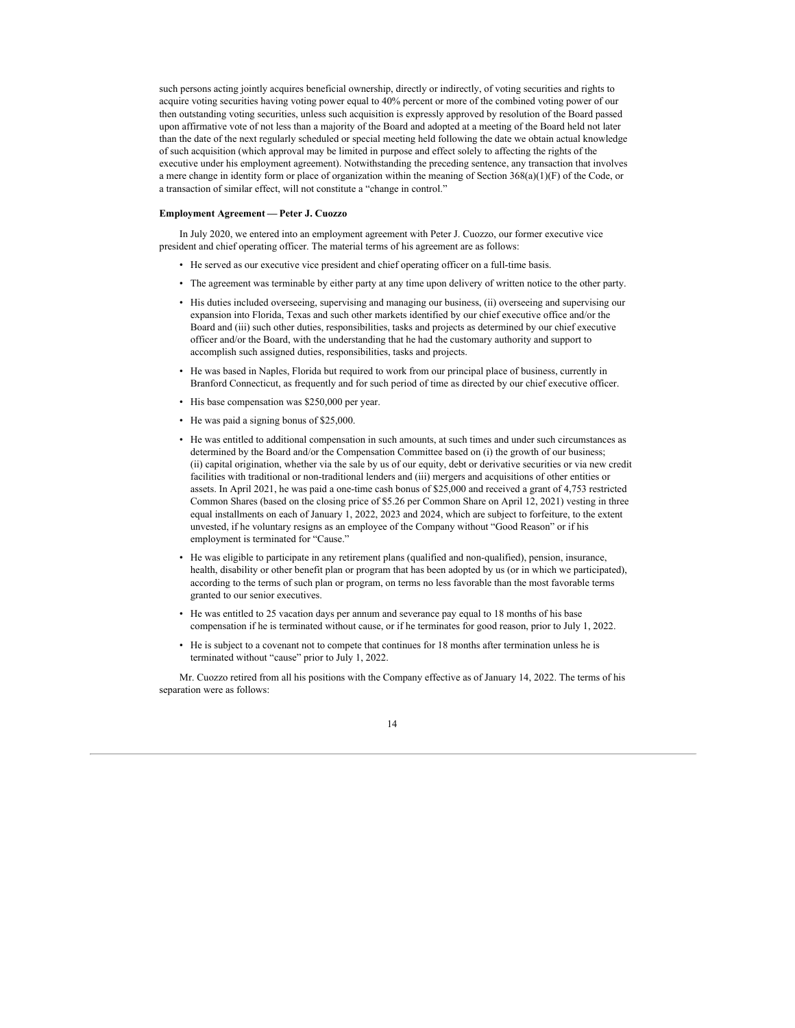such persons acting jointly acquires beneficial ownership, directly or indirectly, of voting securities and rights to acquire voting securities having voting power equal to 40% percent or more of the combined voting power of our then outstanding voting securities, unless such acquisition is expressly approved by resolution of the Board passed upon affirmative vote of not less than a majority of the Board and adopted at a meeting of the Board held not later than the date of the next regularly scheduled or special meeting held following the date we obtain actual knowledge of such acquisition (which approval may be limited in purpose and effect solely to affecting the rights of the executive under his employment agreement). Notwithstanding the preceding sentence, any transaction that involves a mere change in identity form or place of organization within the meaning of Section 368(a)(1)(F) of the Code, or a transaction of similar effect, will not constitute a "change in control."

**Employment Agreement — Peter J. Cuozzo**

In July 2020, we entered into an employment agreement with Peter J. Cuozzo, our former executive vice president and chief operating officer. The material terms of his agreement are as follows:

- He served as our executive vice president and chief operating officer on a full-time basis.
- The agreement was terminable by either party at any time upon delivery of written notice to the other party.
- His duties included overseeing, supervising and managing our business, (ii) overseeing and supervising our expansion into Florida, Texas and such other markets identified by our chief executive office and/or the Board and (iii) such other duties, responsibilities, tasks and projects as determined by our chief executive officer and/or the Board, with the understanding that he had the customary authority and support to accomplish such assigned duties, responsibilities, tasks and projects.
- He was based in Naples, Florida but required to work from our principal place of business, currently in Branford Connecticut, as frequently and for such period of time as directed by our chief executive officer.
- His base compensation was $250,000 per year.
- He was paid a signing bonus of $25,000.
- He was entitled to additional compensation in such amounts, at such times and under such circumstances as determined by the Board and/or the Compensation Committee based on (i) the growth of our business; (ii) capital origination, whether via the sale by us of our equity, debt or derivative securities or via new credit facilities with traditional or non-traditional lenders and (iii) mergers and acquisitions of other entities or assets. In April 2021, he was paid a one-time cash bonus of $25,000 and received a grant of 4,753 restricted Common Shares (based on the closing price of $5.26 per Common Share on April 12, 2021) vesting in three equal installments on each of January 1, 2022, 2023 and 2024, which are subject to forfeiture, to the extent unvested, if he voluntary resigns as an employee of the Company without "Good Reason" or if his employment is terminated for "Cause."
- He was eligible to participate in any retirement plans (qualified and non-qualified), pension, insurance, health, disability or other benefit plan or program that has been adopted by us (or in which we participated), according to the terms of such plan or program, on terms no less favorable than the most favorable terms granted to our senior executives.
- He was entitled to 25 vacation days per annum and severance pay equal to 18 months of his base compensation if he is terminated without cause, or if he terminates for good reason, prior to July 1, 2022.
- He is subject to a covenant not to compete that continues for 18 months after termination unless he is terminated without "cause" prior to July 1, 2022.

Mr. Cuozzo retired from all his positions with the Company effective as of January 14, 2022. The terms of his separation were as follows: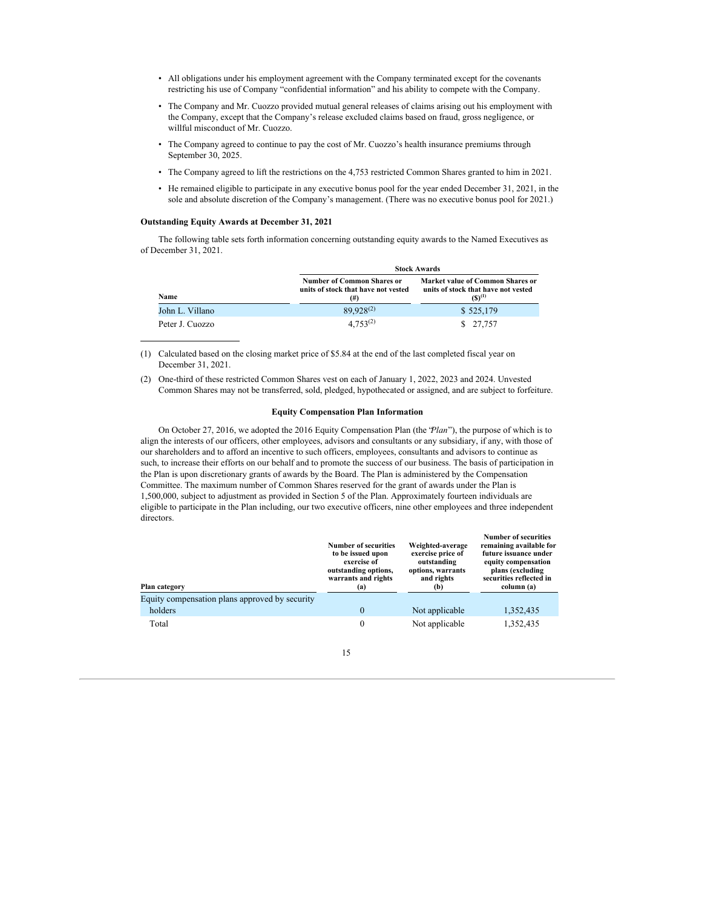- All obligations under his employment agreement with the Company terminated except for the covenants restricting his use of Company "confidential information" and his ability to compete with the Company.
- The Company and Mr. Cuozzo provided mutual general releases of claims arising out his employment with the Company, except that the Company's release excluded claims based on fraud, gross negligence, or willful misconduct of Mr. Cuozzo.
- The Company agreed to continue to pay the cost of Mr. Cuozzo's health insurance premiums through September 30, 2025.
- The Company agreed to lift the restrictions on the 4,753 restricted Common Shares granted to him in 2021.
- He remained eligible to participate in any executive bonus pool for the year ended December 31, 2021, in the sole and absolute discretion of the Company's management. (There was no executive bonus pool for 2021.)

**Outstanding Equity Awards at December 31, 2021**

The following table sets forth information concerning outstanding equity awards to the Named Executives as of December 31, 2021.

| | Stock Awards | |
|---|---|---|
| Name | Number of Common Shares or units of stock that have not vested (#) | Market value of Common Shares or units of stock that have not vested ($)[1] |
| John L. Villano | 89,928[2] | $ 525,179 |
| Peter J. Cuozzo | 4,753[2] | $ 27,757 |

(1) Calculated based on the closing market price of $5.84 at the end of the last completed fiscal year on December 31, 2021.

(2) One-third of these restricted Common Shares vest on each of January 1, 2022, 2023 and 2024. Unvested Common Shares may not be transferred, sold, pledged, hypothecated or assigned, and are subject to forfeiture.

**Equity Compensation Plan Information**

On October 27, 2016, we adopted the 2016 Equity Compensation Plan (the "*Plan*"), the purpose of which is to align the interests of our officers, other employees, advisors and consultants or any subsidiary, if any, with those of our shareholders and to afford an incentive to such officers, employees, consultants and advisors to continue as such, to increase their efforts on our behalf and to promote the success of our business. The basis of participation in the Plan is upon discretionary grants of awards by the Board. The Plan is administered by the Compensation Committee. The maximum number of Common Shares reserved for the grant of awards under the Plan is 1,500,000, subject to adjustment as provided in Section 5 of the Plan. Approximately fourteen individuals are eligible to participate in the Plan including, our two executive officers, nine other employees and three independent directors.

| Plan category | Number of securities to be issued upon exercise of outstanding options, warrants and rights (a) | Weighted-average exercise price of outstanding options, warrants and rights (b) | Number of securities remaining available for future issuance under equity compensation plans (excluding securities reflected in column (a) |
|---|---|---|---|
| Equity compensation plans approved by security holders | 0 | Not applicable | 1,352,435 |
| Total | 0 | Not applicable | 1,352,435 |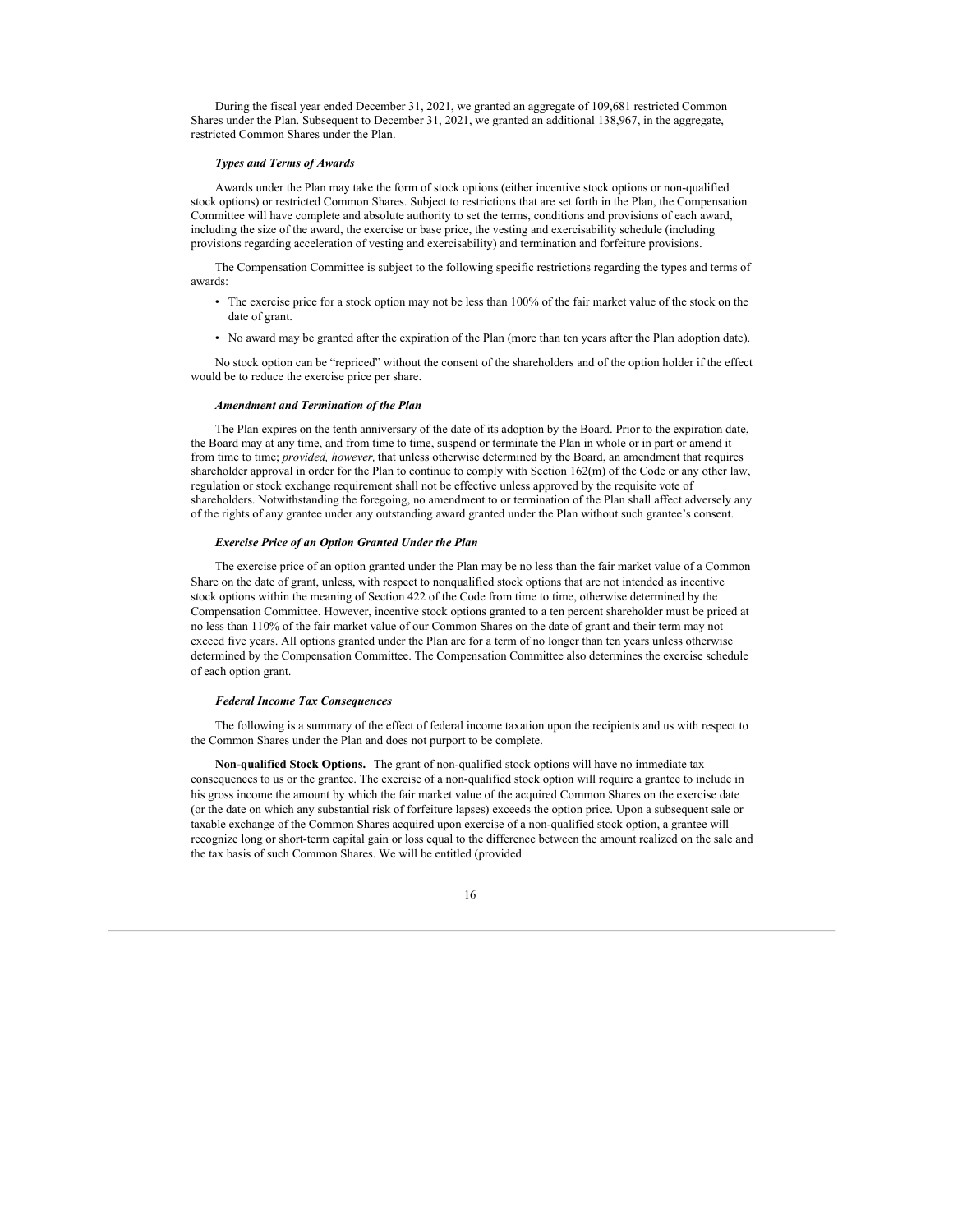During the fiscal year ended December 31, 2021, we granted an aggregate of 109,681 restricted Common Shares under the Plan. Subsequent to December 31, 2021, we granted an additional 138,967, in the aggregate, restricted Common Shares under the Plan.

***Types and Terms of Awards***

Awards under the Plan may take the form of stock options (either incentive stock options or non-qualified stock options) or restricted Common Shares. Subject to restrictions that are set forth in the Plan, the Compensation Committee will have complete and absolute authority to set the terms, conditions and provisions of each award, including the size of the award, the exercise or base price, the vesting and exercisability schedule (including provisions regarding acceleration of vesting and exercisability) and termination and forfeiture provisions.

The Compensation Committee is subject to the following specific restrictions regarding the types and terms of awards:

- The exercise price for a stock option may not be less than 100% of the fair market value of the stock on the date of grant.
- No award may be granted after the expiration of the Plan (more than ten years after the Plan adoption date).

No stock option can be "repriced" without the consent of the shareholders and of the option holder if the effect would be to reduce the exercise price per share.

***Amendment and Termination of the Plan***

The Plan expires on the tenth anniversary of the date of its adoption by the Board. Prior to the expiration date, the Board may at any time, and from time to time, suspend or terminate the Plan in whole or in part or amend it from time to time; *provided, however,* that unless otherwise determined by the Board, an amendment that requires shareholder approval in order for the Plan to continue to comply with Section 162(m) of the Code or any other law, regulation or stock exchange requirement shall not be effective unless approved by the requisite vote of shareholders. Notwithstanding the foregoing, no amendment to or termination of the Plan shall affect adversely any of the rights of any grantee under any outstanding award granted under the Plan without such grantee's consent.

***Exercise Price of an Option Granted Under the Plan***

The exercise price of an option granted under the Plan may be no less than the fair market value of a Common Share on the date of grant, unless, with respect to nonqualified stock options that are not intended as incentive stock options within the meaning of Section 422 of the Code from time to time, otherwise determined by the Compensation Committee. However, incentive stock options granted to a ten percent shareholder must be priced at no less than 110% of the fair market value of our Common Shares on the date of grant and their term may not exceed five years. All options granted under the Plan are for a term of no longer than ten years unless otherwise determined by the Compensation Committee. The Compensation Committee also determines the exercise schedule of each option grant.

***Federal Income Tax Consequences***

The following is a summary of the effect of federal income taxation upon the recipients and us with respect to the Common Shares under the Plan and does not purport to be complete.

**Non-qualified Stock Options.** The grant of non-qualified stock options will have no immediate tax consequences to us or the grantee. The exercise of a non-qualified stock option will require a grantee to include in his gross income the amount by which the fair market value of the acquired Common Shares on the exercise date (or the date on which any substantial risk of forfeiture lapses) exceeds the option price. Upon a subsequent sale or taxable exchange of the Common Shares acquired upon exercise of a non-qualified stock option, a grantee will recognize long or short-term capital gain or loss equal to the difference between the amount realized on the sale and the tax basis of such Common Shares. We will be entitled (provided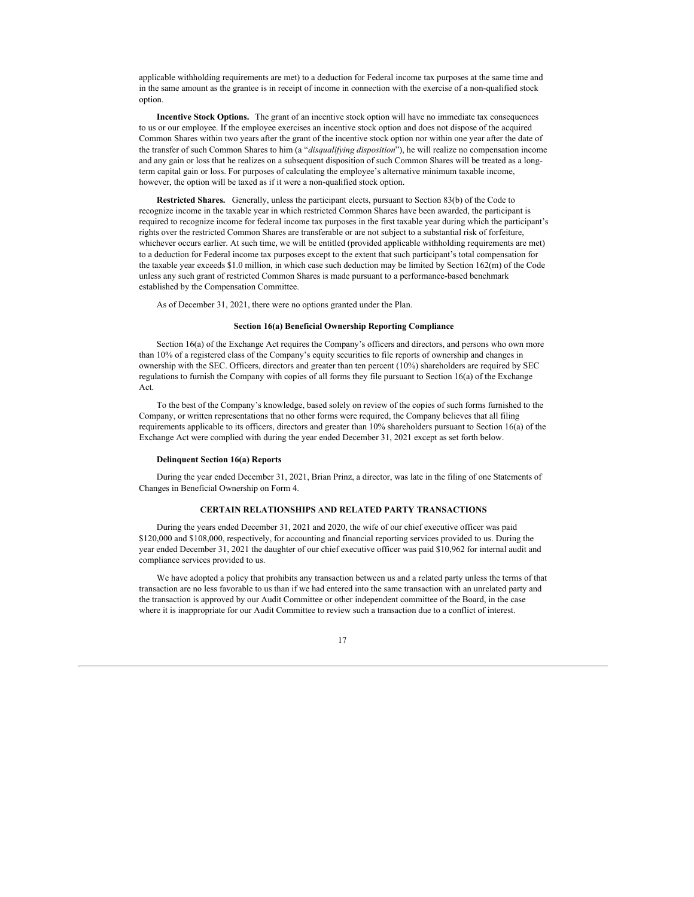applicable withholding requirements are met) to a deduction for Federal income tax purposes at the same time and in the same amount as the grantee is in receipt of income in connection with the exercise of a non-qualified stock option.

**Incentive Stock Options.** The grant of an incentive stock option will have no immediate tax consequences to us or our employee. If the employee exercises an incentive stock option and does not dispose of the acquired Common Shares within two years after the grant of the incentive stock option nor within one year after the date of the transfer of such Common Shares to him (a "*disqualifying disposition*"), he will realize no compensation income and any gain or loss that he realizes on a subsequent disposition of such Common Shares will be treated as a long-term capital gain or loss. For purposes of calculating the employee's alternative minimum taxable income, however, the option will be taxed as if it were a non-qualified stock option.

**Restricted Shares.** Generally, unless the participant elects, pursuant to Section 83(b) of the Code to recognize income in the taxable year in which restricted Common Shares have been awarded, the participant is required to recognize income for federal income tax purposes in the first taxable year during which the participant's rights over the restricted Common Shares are transferable or are not subject to a substantial risk of forfeiture, whichever occurs earlier. At such time, we will be entitled (provided applicable withholding requirements are met) to a deduction for Federal income tax purposes except to the extent that such participant's total compensation for the taxable year exceeds $1.0 million, in which case such deduction may be limited by Section 162(m) of the Code unless any such grant of restricted Common Shares is made pursuant to a performance-based benchmark established by the Compensation Committee.

As of December 31, 2021, there were no options granted under the Plan.

### Section 16(a) Beneficial Ownership Reporting Compliance

Section 16(a) of the Exchange Act requires the Company's officers and directors, and persons who own more than 10% of a registered class of the Company's equity securities to file reports of ownership and changes in ownership with the SEC. Officers, directors and greater than ten percent (10%) shareholders are required by SEC regulations to furnish the Company with copies of all forms they file pursuant to Section 16(a) of the Exchange Act.

To the best of the Company's knowledge, based solely on review of the copies of such forms furnished to the Company, or written representations that no other forms were required, the Company believes that all filing requirements applicable to its officers, directors and greater than 10% shareholders pursuant to Section 16(a) of the Exchange Act were complied with during the year ended December 31, 2021 except as set forth below.

#### Delinquent Section 16(a) Reports

During the year ended December 31, 2021, Brian Prinz, a director, was late in the filing of one Statements of Changes in Beneficial Ownership on Form 4.

## CERTAIN RELATIONSHIPS AND RELATED PARTY TRANSACTIONS

During the years ended December 31, 2021 and 2020, the wife of our chief executive officer was paid $120,000 and $108,000, respectively, for accounting and financial reporting services provided to us. During the year ended December 31, 2021 the daughter of our chief executive officer was paid $10,962 for internal audit and compliance services provided to us.

We have adopted a policy that prohibits any transaction between us and a related party unless the terms of that transaction are no less favorable to us than if we had entered into the same transaction with an unrelated party and the transaction is approved by our Audit Committee or other independent committee of the Board, in the case where it is inappropriate for our Audit Committee to review such a transaction due to a conflict of interest.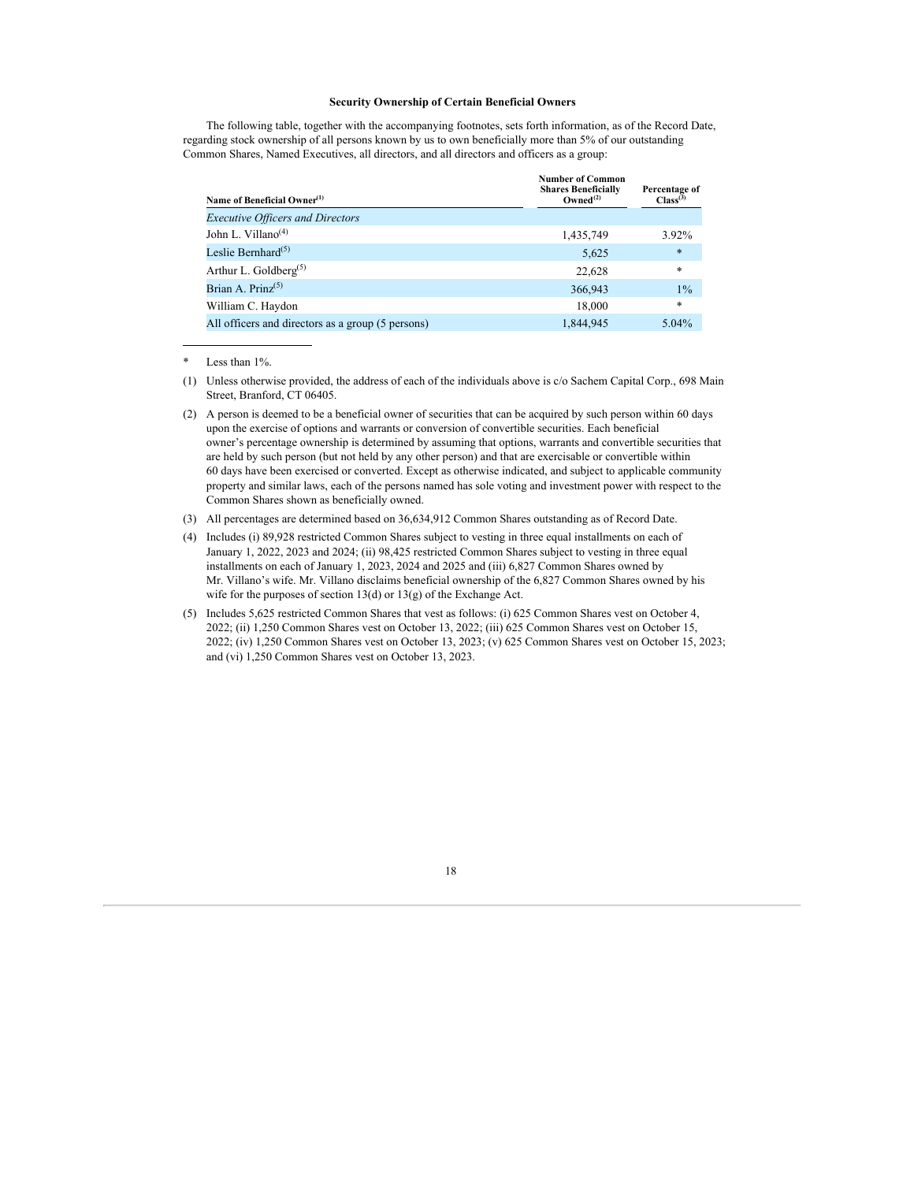### Security Ownership of Certain Beneficial Owners

The following table, together with the accompanying footnotes, sets forth information, as of the Record Date, regarding stock ownership of all persons known by us to own beneficially more than 5% of our outstanding Common Shares, Named Executives, all directors, and all directors and officers as a group:

| Name of Beneficial Owner[1] | Number of Common Shares Beneficially Owned[2] | Percentage of Class[3] |
|---|---|---|
| *Executive Officers and Directors* | | |
| John L. Villano[4] | 1,435,749 | 3.92% |
| Leslie Bernhard[5] | 5,625 | * |
| Arthur L. Goldberg[5] | 22,628 | * |
| Brian A. Prinz[5] | 366,943 | 1% |
| William C. Haydon | 18,000 | * |
| All officers and directors as a group (5 persons) | 1,844,945 | 5.04% |

\* Less than 1%.

(1) Unless otherwise provided, the address of each of the individuals above is c/o Sachem Capital Corp., 698 Main Street, Branford, CT 06405.

(2) A person is deemed to be a beneficial owner of securities that can be acquired by such person within 60 days upon the exercise of options and warrants or conversion of convertible securities. Each beneficial owner's percentage ownership is determined by assuming that options, warrants and convertible securities that are held by such person (but not held by any other person) and that are exercisable or convertible within 60 days have been exercised or converted. Except as otherwise indicated, and subject to applicable community property and similar laws, each of the persons named has sole voting and investment power with respect to the Common Shares shown as beneficially owned.

(3) All percentages are determined based on 36,634,912 Common Shares outstanding as of Record Date.

(4) Includes (i) 89,928 restricted Common Shares subject to vesting in three equal installments on each of January 1, 2022, 2023 and 2024; (ii) 98,425 restricted Common Shares subject to vesting in three equal installments on each of January 1, 2023, 2024 and 2025 and (iii) 6,827 Common Shares owned by Mr. Villano's wife. Mr. Villano disclaims beneficial ownership of the 6,827 Common Shares owned by his wife for the purposes of section 13(d) or 13(g) of the Exchange Act.

(5) Includes 5,625 restricted Common Shares that vest as follows: (i) 625 Common Shares vest on October 4, 2022; (ii) 1,250 Common Shares vest on October 13, 2022; (iii) 625 Common Shares vest on October 15, 2022; (iv) 1,250 Common Shares vest on October 13, 2023; (v) 625 Common Shares vest on October 15, 2023; and (vi) 1,250 Common Shares vest on October 13, 2023.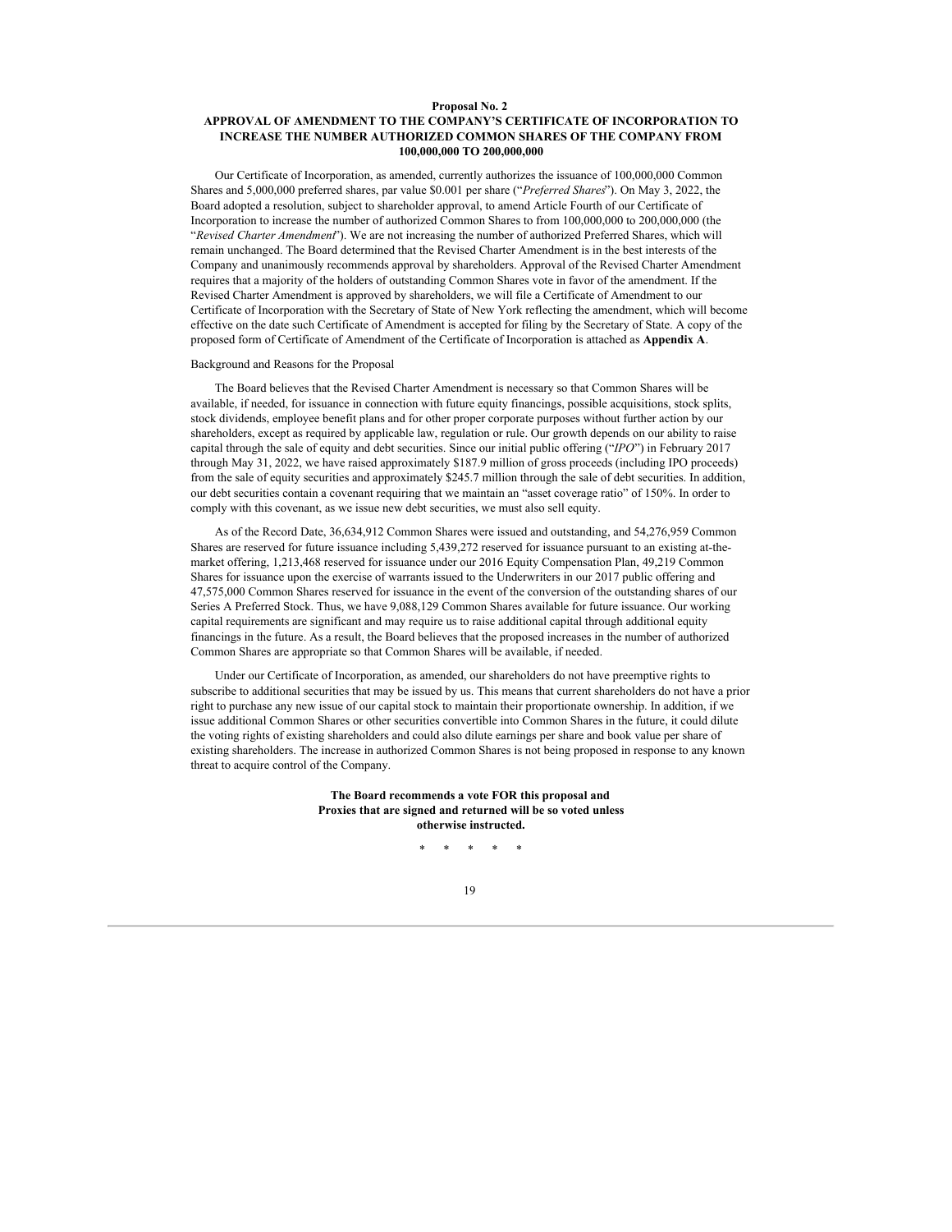**Proposal No. 2**

**APPROVAL OF AMENDMENT TO THE COMPANY'S CERTIFICATE OF INCORPORATION TO INCREASE THE NUMBER AUTHORIZED COMMON SHARES OF THE COMPANY FROM 100,000,000 TO 200,000,000**

Our Certificate of Incorporation, as amended, currently authorizes the issuance of 100,000,000 Common Shares and 5,000,000 preferred shares, par value $0.001 per share ("*Preferred Shares*"). On May 3, 2022, the Board adopted a resolution, subject to shareholder approval, to amend Article Fourth of our Certificate of Incorporation to increase the number of authorized Common Shares to from 100,000,000 to 200,000,000 (the "*Revised Charter Amendment*"). We are not increasing the number of authorized Preferred Shares, which will remain unchanged. The Board determined that the Revised Charter Amendment is in the best interests of the Company and unanimously recommends approval by shareholders. Approval of the Revised Charter Amendment requires that a majority of the holders of outstanding Common Shares vote in favor of the amendment. If the Revised Charter Amendment is approved by shareholders, we will file a Certificate of Amendment to our Certificate of Incorporation with the Secretary of State of New York reflecting the amendment, which will become effective on the date such Certificate of Amendment is accepted for filing by the Secretary of State. A copy of the proposed form of Certificate of Amendment of the Certificate of Incorporation is attached as **Appendix A**.

Background and Reasons for the Proposal

The Board believes that the Revised Charter Amendment is necessary so that Common Shares will be available, if needed, for issuance in connection with future equity financings, possible acquisitions, stock splits, stock dividends, employee benefit plans and for other proper corporate purposes without further action by our shareholders, except as required by applicable law, regulation or rule. Our growth depends on our ability to raise capital through the sale of equity and debt securities. Since our initial public offering ("*IPO*") in February 2017 through May 31, 2022, we have raised approximately $187.9 million of gross proceeds (including IPO proceeds) from the sale of equity securities and approximately $245.7 million through the sale of debt securities. In addition, our debt securities contain a covenant requiring that we maintain an "asset coverage ratio" of 150%. In order to comply with this covenant, as we issue new debt securities, we must also sell equity.

As of the Record Date, 36,634,912 Common Shares were issued and outstanding, and 54,276,959 Common Shares are reserved for future issuance including 5,439,272 reserved for issuance pursuant to an existing at-the-market offering, 1,213,468 reserved for issuance under our 2016 Equity Compensation Plan, 49,219 Common Shares for issuance upon the exercise of warrants issued to the Underwriters in our 2017 public offering and 47,575,000 Common Shares reserved for issuance in the event of the conversion of the outstanding shares of our Series A Preferred Stock. Thus, we have 9,088,129 Common Shares available for future issuance. Our working capital requirements are significant and may require us to raise additional capital through additional equity financings in the future. As a result, the Board believes that the proposed increases in the number of authorized Common Shares are appropriate so that Common Shares will be available, if needed.

Under our Certificate of Incorporation, as amended, our shareholders do not have preemptive rights to subscribe to additional securities that may be issued by us. This means that current shareholders do not have a prior right to purchase any new issue of our capital stock to maintain their proportionate ownership. In addition, if we issue additional Common Shares or other securities convertible into Common Shares in the future, it could dilute the voting rights of existing shareholders and could also dilute earnings per share and book value per share of existing shareholders. The increase in authorized Common Shares is not being proposed in response to any known threat to acquire control of the Company.

**The Board recommends a vote FOR this proposal and Proxies that are signed and returned will be so voted unless otherwise instructed.**

\* \* \* \* \*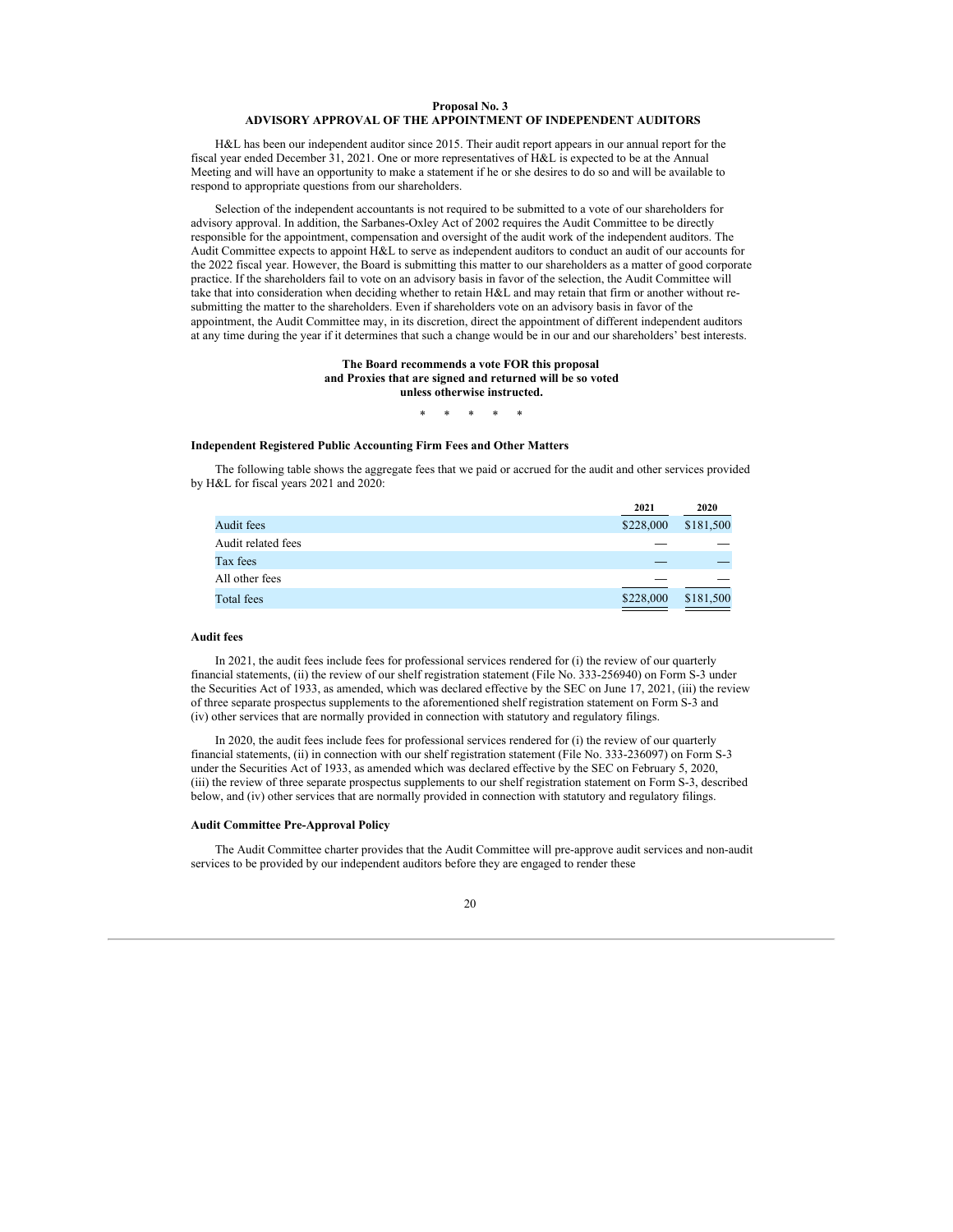## Proposal No. 3
## ADVISORY APPROVAL OF THE APPOINTMENT OF INDEPENDENT AUDITORS

H&L has been our independent auditor since 2015. Their audit report appears in our annual report for the fiscal year ended December 31, 2021. One or more representatives of H&L is expected to be at the Annual Meeting and will have an opportunity to make a statement if he or she desires to do so and will be available to respond to appropriate questions from our shareholders.

Selection of the independent accountants is not required to be submitted to a vote of our shareholders for advisory approval. In addition, the Sarbanes-Oxley Act of 2002 requires the Audit Committee to be directly responsible for the appointment, compensation and oversight of the audit work of the independent auditors. The Audit Committee expects to appoint H&L to serve as independent auditors to conduct an audit of our accounts for the 2022 fiscal year. However, the Board is submitting this matter to our shareholders as a matter of good corporate practice. If the shareholders fail to vote on an advisory basis in favor of the selection, the Audit Committee will take that into consideration when deciding whether to retain H&L and may retain that firm or another without re-submitting the matter to the shareholders. Even if shareholders vote on an advisory basis in favor of the appointment, the Audit Committee may, in its discretion, direct the appointment of different independent auditors at any time during the year if it determines that such a change would be in our and our shareholders' best interests.

**The Board recommends a vote FOR this proposal and Proxies that are signed and returned will be so voted unless otherwise instructed.**

\* \* \* \* \*

**Independent Registered Public Accounting Firm Fees and Other Matters**

The following table shows the aggregate fees that we paid or accrued for the audit and other services provided by H&L for fiscal years 2021 and 2020:

| | 2021 | 2020 |
|---|---|---|
| Audit fees | $228,000 | $181,500 |
| Audit related fees | — | — |
| Tax fees | — | — |
| All other fees | — | — |
| Total fees | $228,000 | $181,500 |

**Audit fees**

In 2021, the audit fees include fees for professional services rendered for (i) the review of our quarterly financial statements, (ii) the review of our shelf registration statement (File No. 333-256940) on Form S-3 under the Securities Act of 1933, as amended, which was declared effective by the SEC on June 17, 2021, (iii) the review of three separate prospectus supplements to the aforementioned shelf registration statement on Form S-3 and (iv) other services that are normally provided in connection with statutory and regulatory filings.

In 2020, the audit fees include fees for professional services rendered for (i) the review of our quarterly financial statements, (ii) in connection with our shelf registration statement (File No. 333-236097) on Form S-3 under the Securities Act of 1933, as amended which was declared effective by the SEC on February 5, 2020, (iii) the review of three separate prospectus supplements to our shelf registration statement on Form S-3, described below, and (iv) other services that are normally provided in connection with statutory and regulatory filings.

**Audit Committee Pre-Approval Policy**

The Audit Committee charter provides that the Audit Committee will pre-approve audit services and non-audit services to be provided by our independent auditors before they are engaged to render these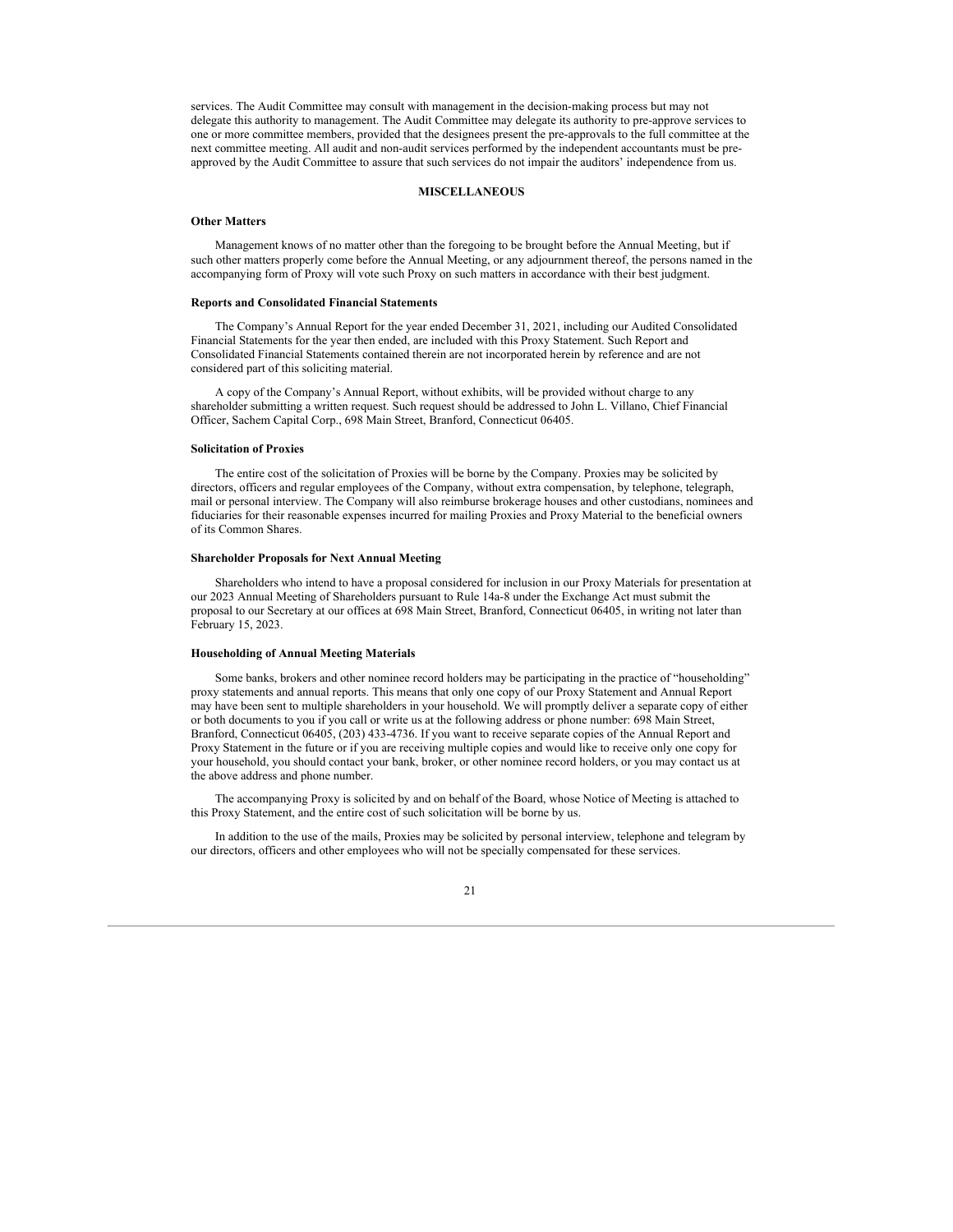services. The Audit Committee may consult with management in the decision-making process but may not delegate this authority to management. The Audit Committee may delegate its authority to pre-approve services to one or more committee members, provided that the designees present the pre-approvals to the full committee at the next committee meeting. All audit and non-audit services performed by the independent accountants must be pre-approved by the Audit Committee to assure that such services do not impair the auditors' independence from us.

## MISCELLANEOUS

### Other Matters

Management knows of no matter other than the foregoing to be brought before the Annual Meeting, but if such other matters properly come before the Annual Meeting, or any adjournment thereof, the persons named in the accompanying form of Proxy will vote such Proxy on such matters in accordance with their best judgment.

### Reports and Consolidated Financial Statements

The Company's Annual Report for the year ended December 31, 2021, including our Audited Consolidated Financial Statements for the year then ended, are included with this Proxy Statement. Such Report and Consolidated Financial Statements contained therein are not incorporated herein by reference and are not considered part of this soliciting material.

A copy of the Company's Annual Report, without exhibits, will be provided without charge to any shareholder submitting a written request. Such request should be addressed to John L. Villano, Chief Financial Officer, Sachem Capital Corp., 698 Main Street, Branford, Connecticut 06405.

### Solicitation of Proxies

The entire cost of the solicitation of Proxies will be borne by the Company. Proxies may be solicited by directors, officers and regular employees of the Company, without extra compensation, by telephone, telegraph, mail or personal interview. The Company will also reimburse brokerage houses and other custodians, nominees and fiduciaries for their reasonable expenses incurred for mailing Proxies and Proxy Material to the beneficial owners of its Common Shares.

### Shareholder Proposals for Next Annual Meeting

Shareholders who intend to have a proposal considered for inclusion in our Proxy Materials for presentation at our 2023 Annual Meeting of Shareholders pursuant to Rule 14a-8 under the Exchange Act must submit the proposal to our Secretary at our offices at 698 Main Street, Branford, Connecticut 06405, in writing not later than February 15, 2023.

### Householding of Annual Meeting Materials

Some banks, brokers and other nominee record holders may be participating in the practice of "householding" proxy statements and annual reports. This means that only one copy of our Proxy Statement and Annual Report may have been sent to multiple shareholders in your household. We will promptly deliver a separate copy of either or both documents to you if you call or write us at the following address or phone number: 698 Main Street, Branford, Connecticut 06405, (203) 433-4736. If you want to receive separate copies of the Annual Report and Proxy Statement in the future or if you are receiving multiple copies and would like to receive only one copy for your household, you should contact your bank, broker, or other nominee record holders, or you may contact us at the above address and phone number.

The accompanying Proxy is solicited by and on behalf of the Board, whose Notice of Meeting is attached to this Proxy Statement, and the entire cost of such solicitation will be borne by us.

In addition to the use of the mails, Proxies may be solicited by personal interview, telephone and telegram by our directors, officers and other employees who will not be specially compensated for these services.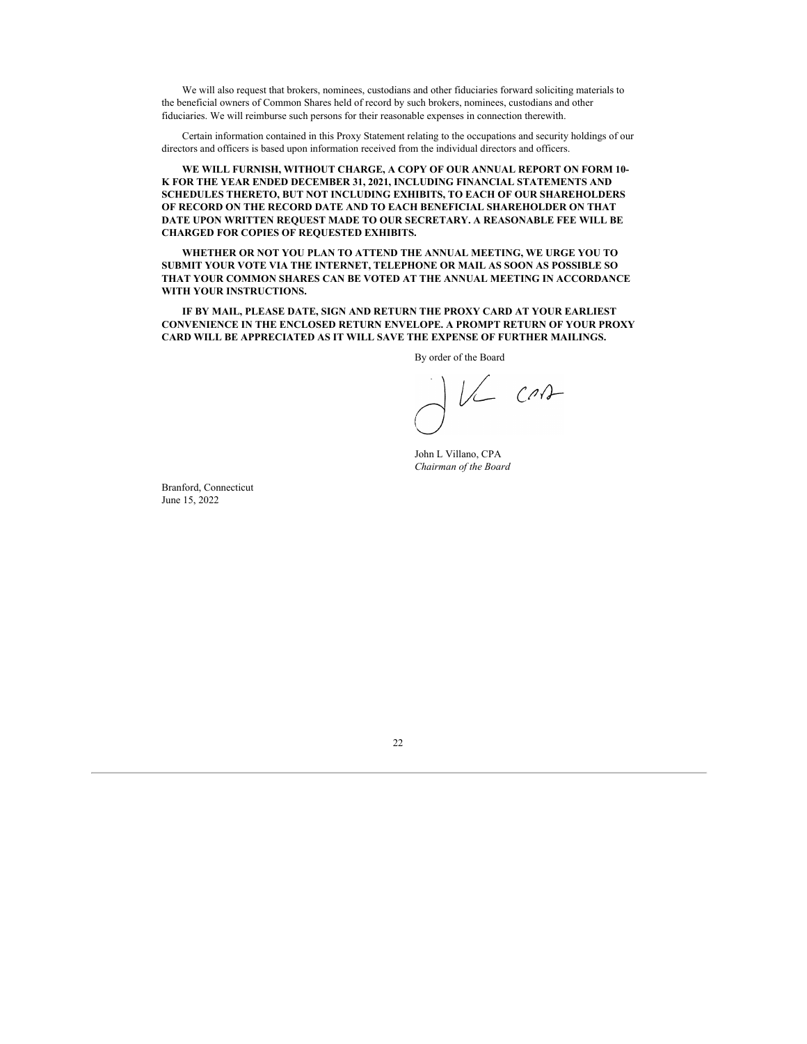We will also request that brokers, nominees, custodians and other fiduciaries forward soliciting materials to the beneficial owners of Common Shares held of record by such brokers, nominees, custodians and other fiduciaries. We will reimburse such persons for their reasonable expenses in connection therewith.

Certain information contained in this Proxy Statement relating to the occupations and security holdings of our directors and officers is based upon information received from the individual directors and officers.

**WE WILL FURNISH, WITHOUT CHARGE, A COPY OF OUR ANNUAL REPORT ON FORM 10-K FOR THE YEAR ENDED DECEMBER 31, 2021, INCLUDING FINANCIAL STATEMENTS AND SCHEDULES THERETO, BUT NOT INCLUDING EXHIBITS, TO EACH OF OUR SHAREHOLDERS OF RECORD ON THE RECORD DATE AND TO EACH BENEFICIAL SHAREHOLDER ON THAT DATE UPON WRITTEN REQUEST MADE TO OUR SECRETARY. A REASONABLE FEE WILL BE CHARGED FOR COPIES OF REQUESTED EXHIBITS.**

**WHETHER OR NOT YOU PLAN TO ATTEND THE ANNUAL MEETING, WE URGE YOU TO SUBMIT YOUR VOTE VIA THE INTERNET, TELEPHONE OR MAIL AS SOON AS POSSIBLE SO THAT YOUR COMMON SHARES CAN BE VOTED AT THE ANNUAL MEETING IN ACCORDANCE WITH YOUR INSTRUCTIONS.**

**IF BY MAIL, PLEASE DATE, SIGN AND RETURN THE PROXY CARD AT YOUR EARLIEST CONVENIENCE IN THE ENCLOSED RETURN ENVELOPE. A PROMPT RETURN OF YOUR PROXY CARD WILL BE APPRECIATED AS IT WILL SAVE THE EXPENSE OF FURTHER MAILINGS.**

By order of the Board

John L Villano, CPA
*Chairman of the Board*

Branford, Connecticut
June 15, 2022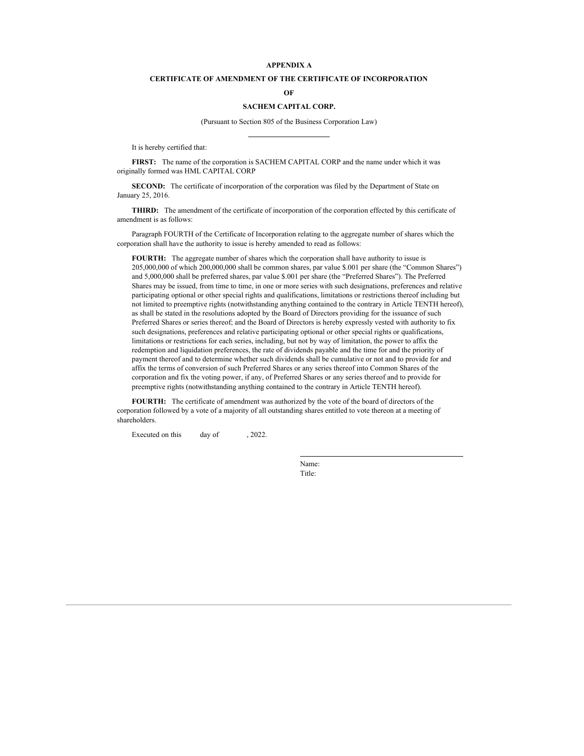# APPENDIX A

## CERTIFICATE OF AMENDMENT OF THE CERTIFICATE OF INCORPORATION

## OF

## SACHEM CAPITAL CORP.

(Pursuant to Section 805 of the Business Corporation Law)

---

It is hereby certified that:

**FIRST:** The name of the corporation is SACHEM CAPITAL CORP and the name under which it was originally formed was HML CAPITAL CORP

**SECOND:** The certificate of incorporation of the corporation was filed by the Department of State on January 25, 2016.

**THIRD:** The amendment of the certificate of incorporation of the corporation effected by this certificate of amendment is as follows:

Paragraph FOURTH of the Certificate of Incorporation relating to the aggregate number of shares which the corporation shall have the authority to issue is hereby amended to read as follows:

**FOURTH:** The aggregate number of shares which the corporation shall have authority to issue is 205,000,000 of which 200,000,000 shall be common shares, par value $.001 per share (the "Common Shares") and 5,000,000 shall be preferred shares, par value $.001 per share (the "Preferred Shares"). The Preferred Shares may be issued, from time to time, in one or more series with such designations, preferences and relative participating optional or other special rights and qualifications, limitations or restrictions thereof including but not limited to preemptive rights (notwithstanding anything contained to the contrary in Article TENTH hereof), as shall be stated in the resolutions adopted by the Board of Directors providing for the issuance of such Preferred Shares or series thereof; and the Board of Directors is hereby expressly vested with authority to fix such designations, preferences and relative participating optional or other special rights or qualifications, limitations or restrictions for each series, including, but not by way of limitation, the power to affix the redemption and liquidation preferences, the rate of dividends payable and the time for and the priority of payment thereof and to determine whether such dividends shall be cumulative or not and to provide for and affix the terms of conversion of such Preferred Shares or any series thereof into Common Shares of the corporation and fix the voting power, if any, of Preferred Shares or any series thereof and to provide for preemptive rights (notwithstanding anything contained to the contrary in Article TENTH hereof).

**FOURTH:** The certificate of amendment was authorized by the vote of the board of directors of the corporation followed by a vote of a majority of all outstanding shares entitled to vote thereon at a meeting of shareholders.

Executed on this      day of        , 2022.

\_\_\_\_\_\_\_\_\_\_\_\_\_\_\_\_\_\_\_\_\_\_\_\_\_\_\_\_\_\_\_\_

Name:
Title: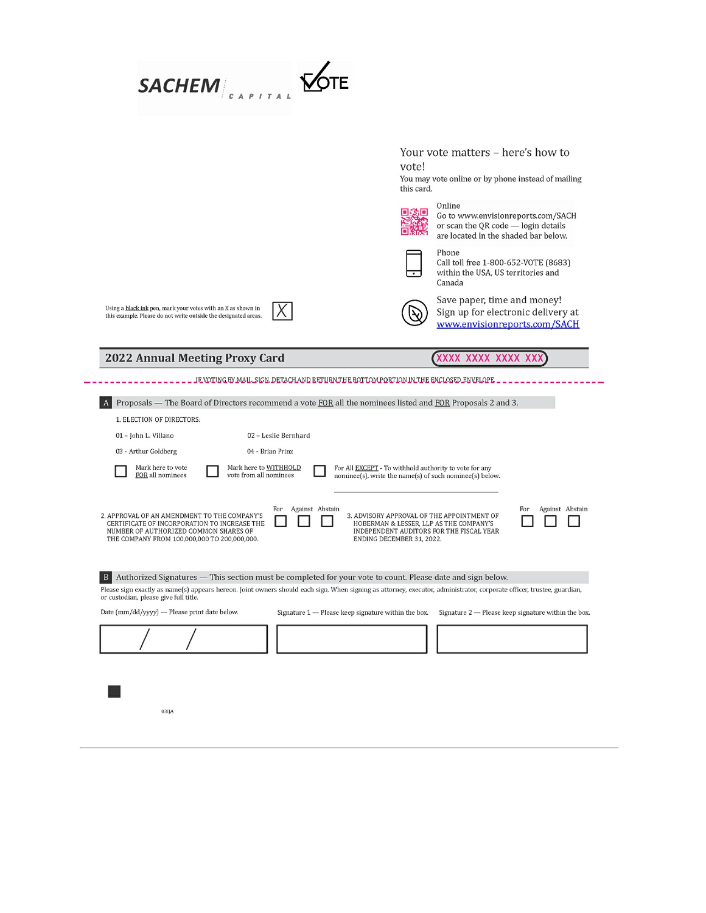SACHEM CAPITAL

VOTE

Your vote matters – here's how to vote!

You may vote online or by phone instead of mailing this card.

Online
Go to www.envisionreports.com/SACH or scan the QR code — login details are located in the shaded bar below.

Phone
Call toll free 1-800-652-VOTE (8683) within the USA, US territories and Canada

Save paper, time and money!
Sign up for electronic delivery at www.envisionreports.com/SACH

Using a black ink pen, mark your votes with an X as shown in this example. Please do not write outside the designated areas. [X]

## 2022 Annual Meeting Proxy Card

XXXX XXXX XXXX XXX

IF VOTING BY MAIL, SIGN, DETACH AND RETURN THE BOTTOM PORTION IN THE ENCLOSED ENVELOPE.

**A** Proposals — The Board of Directors recommend a vote FOR all the nominees listed and FOR Proposals 2 and 3.

1. ELECTION OF DIRECTORS:

01 – John L. Villano
02 – Leslie Bernhard
03 - Arthur Goldberg
04 - Brian Prinz

☐ Mark here to vote FOR all nominees
☐ Mark here to WITHHOLD vote from all nominees
☐ For All EXCEPT - To withhold authority to vote for any nominee(s), write the name(s) of such nominee(s) below.

_______________________________

| | For | Against | Abstain |
|---|---|---|---|
| 2. APPROVAL OF AN AMENDMENT TO THE COMPANY'S CERTIFICATE OF INCORPORATION TO INCREASE THE NUMBER OF AUTHORIZED COMMON SHARES OF THE COMPANY FROM 100,000,000 TO 200,000,000. | ☐ | ☐ | ☐ |
| 3. ADVISORY APPROVAL OF THE APPOINTMENT OF HOBERMAN & LESSER, LLP AS THE COMPANY'S INDEPENDENT AUDITORS FOR THE FISCAL YEAR ENDING DECEMBER 31, 2022. | ☐ | ☐ | ☐ |

**B** Authorized Signatures — This section must be completed for your vote to count. Please date and sign below.

Please sign exactly as name(s) appears hereon. Joint owners should each sign. When signing as attorney, executor, administrator, corporate officer, trustee, guardian, or custodian, please give full title.

| Date (mm/dd/yyyy) — Please print date below. | Signature 1 — Please keep signature within the box. | Signature 2 — Please keep signature within the box. |
|---|---|---|
| / / | | |

03IJA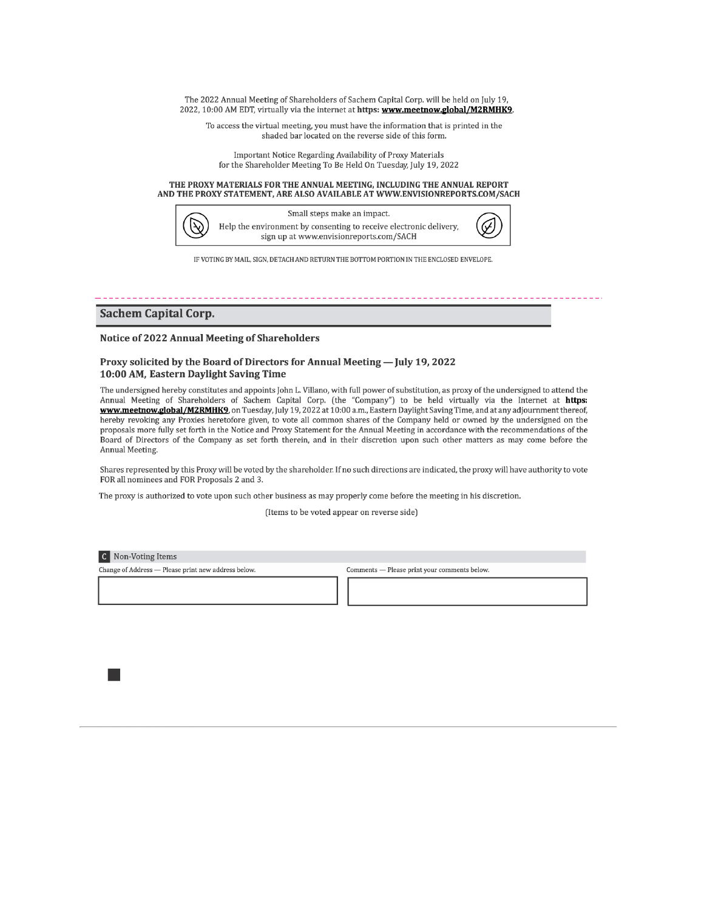The 2022 Annual Meeting of Shareholders of Sachem Capital Corp. will be held on July 19, 2022, 10:00 AM EDT, virtually via the internet at **https: www.meetnow.global/M2RMHK9**.

To access the virtual meeting, you must have the information that is printed in the shaded bar located on the reverse side of this form.

Important Notice Regarding Availability of Proxy Materials for the Shareholder Meeting To Be Held On Tuesday, July 19, 2022

**THE PROXY MATERIALS FOR THE ANNUAL MEETING, INCLUDING THE ANNUAL REPORT AND THE PROXY STATEMENT, ARE ALSO AVAILABLE AT WWW.ENVISIONREPORTS.COM/SACH**

Small steps make an impact.
Help the environment by consenting to receive electronic delivery, sign up at www.envisionreports.com/SACH

IF VOTING BY MAIL, SIGN, DETACH AND RETURN THE BOTTOM PORTION IN THE ENCLOSED ENVELOPE.

## Sachem Capital Corp.

### Notice of 2022 Annual Meeting of Shareholders

### Proxy solicited by the Board of Directors for Annual Meeting — July 19, 2022 10:00 AM, Eastern Daylight Saving Time

The undersigned hereby constitutes and appoints John L. Villano, with full power of substitution, as proxy of the undersigned to attend the Annual Meeting of Shareholders of Sachem Capital Corp. (the "Company") to be held virtually via the Internet at **https: www.meetnow.global/M2RMHK9**, on Tuesday, July 19, 2022 at 10:00 a.m., Eastern Daylight Saving Time, and at any adjournment thereof, hereby revoking any Proxies heretofore given, to vote all common shares of the Company held or owned by the undersigned on the proposals more fully set forth in the Notice and Proxy Statement for the Annual Meeting in accordance with the recommendations of the Board of Directors of the Company as set forth therein, and in their discretion upon such other matters as may come before the Annual Meeting.

Shares represented by this Proxy will be voted by the shareholder. If no such directions are indicated, the proxy will have authority to vote FOR all nominees and FOR Proposals 2 and 3.

The proxy is authorized to vote upon such other business as may properly come before the meeting in his discretion.

(Items to be voted appear on reverse side)

**C** Non-Voting Items

Change of Address — Please print new address below.

Comments — Please print your comments below.